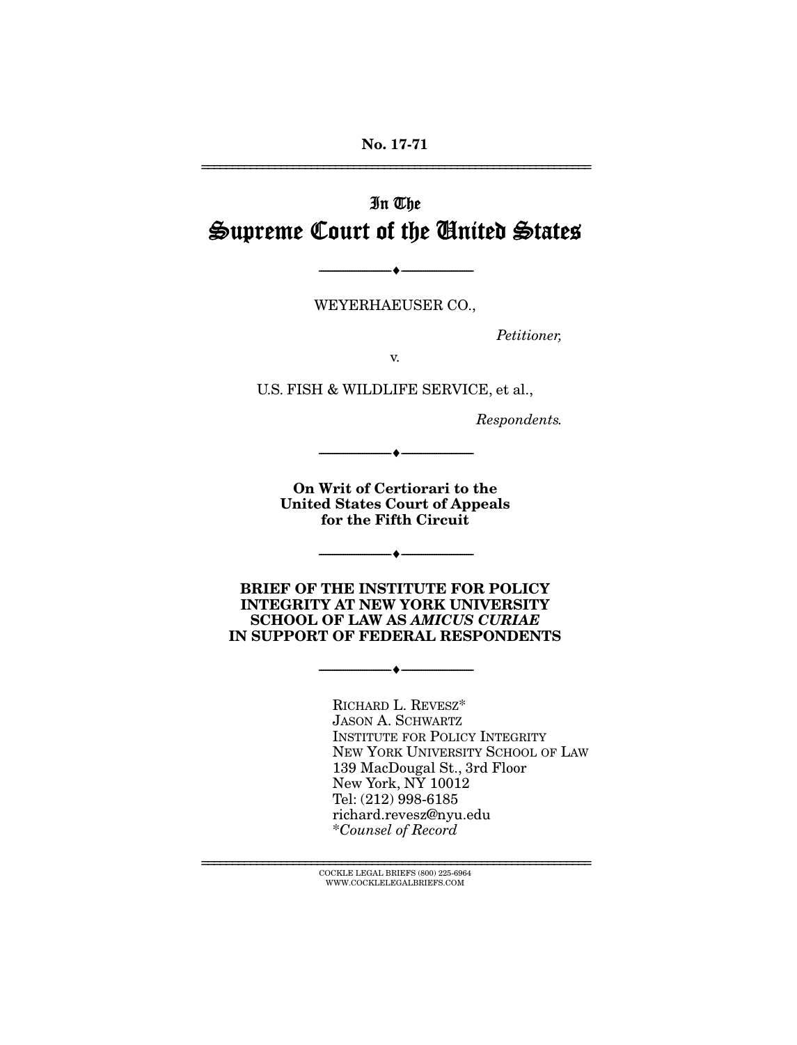No. 17-71

---

In The

# Supreme Court of the United States

---

WEYERHAEUSER CO.,

*Petitioner,*

v.

U.S. FISH & WILDLIFE SERVICE, et al.,

*Respondents.*

---

**On Writ of Certiorari to the United States Court of Appeals for the Fifth Circuit**

---

**BRIEF OF THE INSTITUTE FOR POLICY INTEGRITY AT NEW YORK UNIVERSITY SCHOOL OF LAW AS *AMICUS CURIAE* IN SUPPORT OF FEDERAL RESPONDENTS**

---

RICHARD L. REVESZ*
JASON A. SCHWARTZ
INSTITUTE FOR POLICY INTEGRITY
NEW YORK UNIVERSITY SCHOOL OF LAW
139 MacDougal St., 3rd Floor
New York, NY 10012
Tel: (212) 998-6185
richard.revesz@nyu.edu
*\*Counsel of Record*

---

COCKLE LEGAL BRIEFS (800) 225-6964
WWW.COCKLELEGALBRIEFS.COM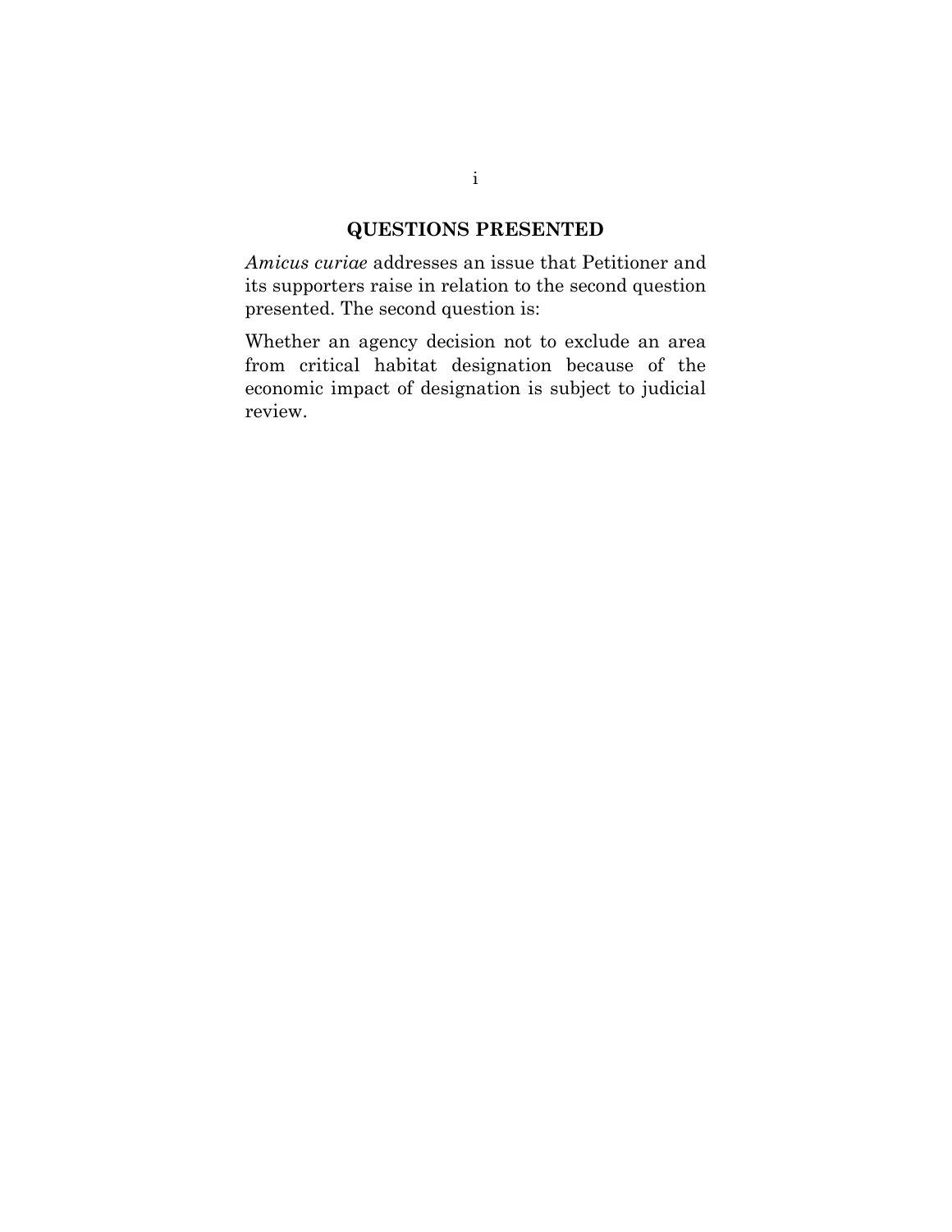## QUESTIONS PRESENTED

*Amicus curiae* addresses an issue that Petitioner and its supporters raise in relation to the second question presented. The second question is:

Whether an agency decision not to exclude an area from critical habitat designation because of the economic impact of designation is subject to judicial review.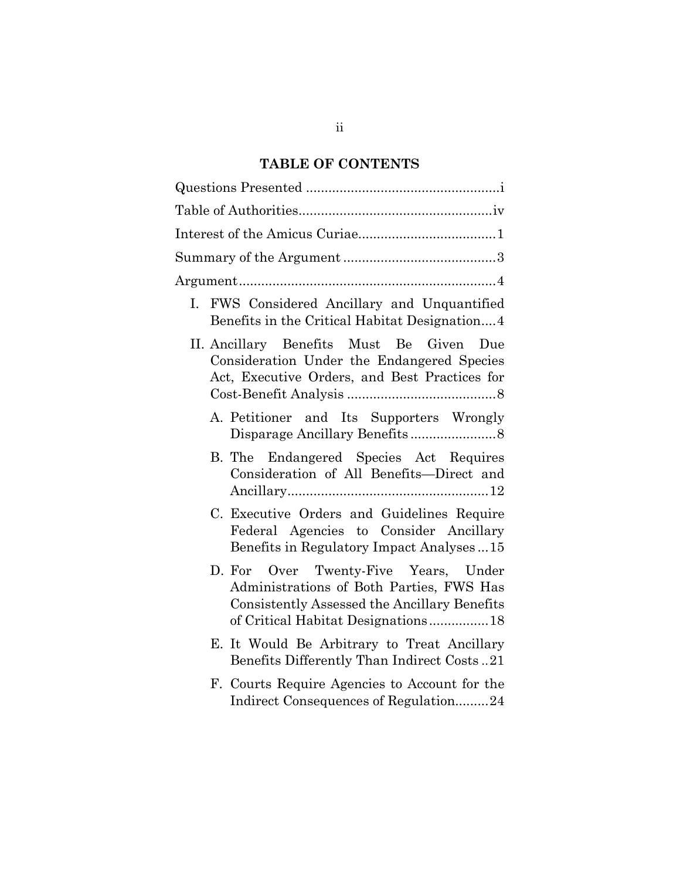## TABLE OF CONTENTS

Questions Presented .................................................... i

Table of Authorities .................................................... iv

Interest of the Amicus Curiae ..................................... 1

Summary of the Argument ......................................... 3

Argument ..................................................................... 4

- I. FWS Considered Ancillary and Unquantified Benefits in the Critical Habitat Designation .... 4
- II. Ancillary Benefits Must Be Given Due Consideration Under the Endangered Species Act, Executive Orders, and Best Practices for Cost-Benefit Analysis ........................................ 8
  - A. Petitioner and Its Supporters Wrongly Disparage Ancillary Benefits ....................... 8
  - B. The Endangered Species Act Requires Consideration of All Benefits—Direct and Ancillary ...................................................... 12
  - C. Executive Orders and Guidelines Require Federal Agencies to Consider Ancillary Benefits in Regulatory Impact Analyses ... 15
  - D. For Over Twenty-Five Years, Under Administrations of Both Parties, FWS Has Consistently Assessed the Ancillary Benefits of Critical Habitat Designations ................ 18
  - E. It Would Be Arbitrary to Treat Ancillary Benefits Differently Than Indirect Costs .. 21
  - F. Courts Require Agencies to Account for the Indirect Consequences of Regulation ......... 24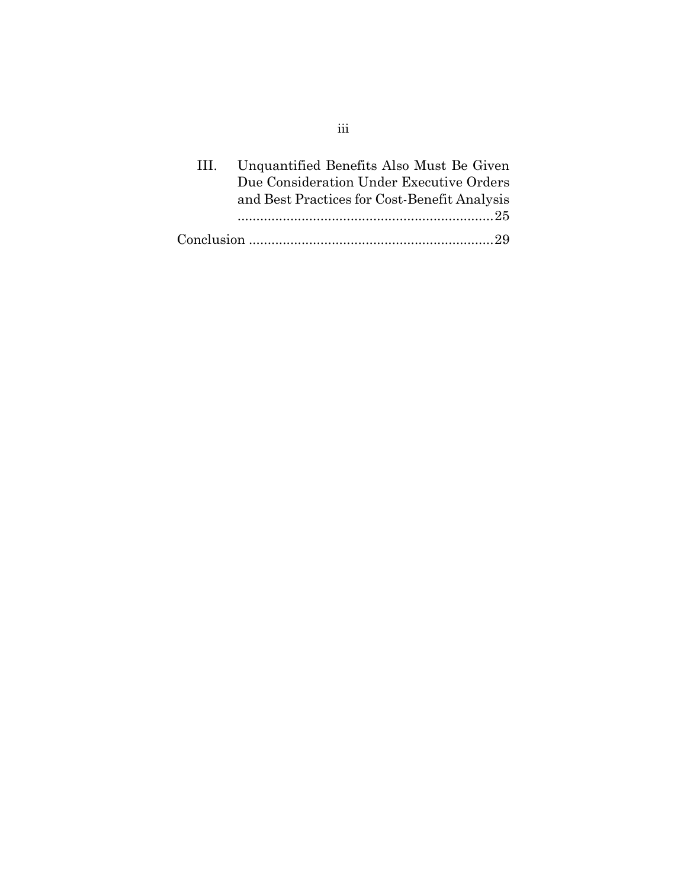III. Unquantified Benefits Also Must Be Given Due Consideration Under Executive Orders and Best Practices for Cost-Benefit Analysis ....................................................................25

Conclusion ................................................................29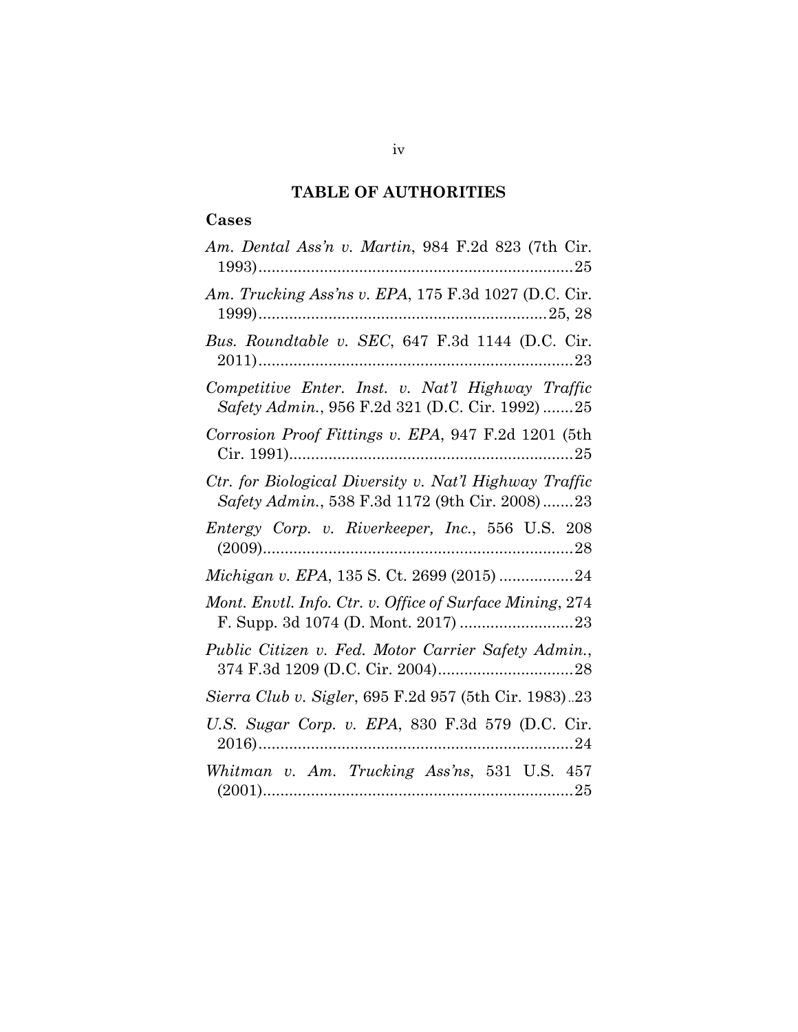## TABLE OF AUTHORITIES

### Cases

*Am. Dental Ass'n v. Martin*, 984 F.2d 823 (7th Cir. 1993)........................................................................25

*Am. Trucking Ass'ns v. EPA*, 175 F.3d 1027 (D.C. Cir. 1999)..................................................................25, 28

*Bus. Roundtable v. SEC*, 647 F.3d 1144 (D.C. Cir. 2011)........................................................................23

*Competitive Enter. Inst. v. Nat'l Highway Traffic Safety Admin.*, 956 F.2d 321 (D.C. Cir. 1992).......25

*Corrosion Proof Fittings v. EPA*, 947 F.2d 1201 (5th Cir. 1991).................................................................25

*Ctr. for Biological Diversity v. Nat'l Highway Traffic Safety Admin.*, 538 F.3d 1172 (9th Cir. 2008).......23

*Entergy Corp. v. Riverkeeper, Inc.*, 556 U.S. 208 (2009).......................................................................28

*Michigan v. EPA*, 135 S. Ct. 2699 (2015).................24

*Mont. Envtl. Info. Ctr. v. Office of Surface Mining*, 274 F. Supp. 3d 1074 (D. Mont. 2017)..........................23

*Public Citizen v. Fed. Motor Carrier Safety Admin.*, 374 F.3d 1209 (D.C. Cir. 2004)...............................28

*Sierra Club v. Sigler*, 695 F.2d 957 (5th Cir. 1983)..23

*U.S. Sugar Corp. v. EPA*, 830 F.3d 579 (D.C. Cir. 2016)........................................................................24

*Whitman v. Am. Trucking Ass'ns*, 531 U.S. 457 (2001).......................................................................25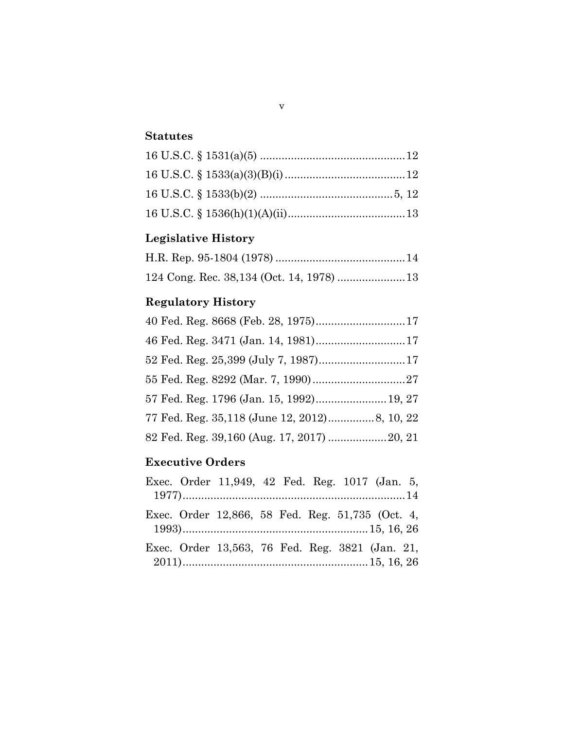## Statutes

16 U.S.C. § 1531(a)(5) ...............................................12

16 U.S.C. § 1533(a)(3)(B)(i) .......................................12

16 U.S.C. § 1533(b)(2) ...........................................5, 12

16 U.S.C. § 1536(h)(1)(A)(ii)......................................13

## Legislative History

H.R. Rep. 95-1804 (1978) ..........................................14

124 Cong. Rec. 38,134 (Oct. 14, 1978) ......................13

## Regulatory History

40 Fed. Reg. 8668 (Feb. 28, 1975).............................17

46 Fed. Reg. 3471 (Jan. 14, 1981).............................17

52 Fed. Reg. 25,399 (July 7, 1987)............................17

55 Fed. Reg. 8292 (Mar. 7, 1990)..............................27

57 Fed. Reg. 1796 (Jan. 15, 1992).......................19, 27

77 Fed. Reg. 35,118 (June 12, 2012)...............8, 10, 22

82 Fed. Reg. 39,160 (Aug. 17, 2017) ...................20, 21

## Executive Orders

Exec. Order 11,949, 42 Fed. Reg. 1017 (Jan. 5, 1977)........................................................................14

Exec. Order 12,866, 58 Fed. Reg. 51,735 (Oct. 4, 1993)............................................................15, 16, 26

Exec. Order 13,563, 76 Fed. Reg. 3821 (Jan. 21, 2011)............................................................15, 16, 26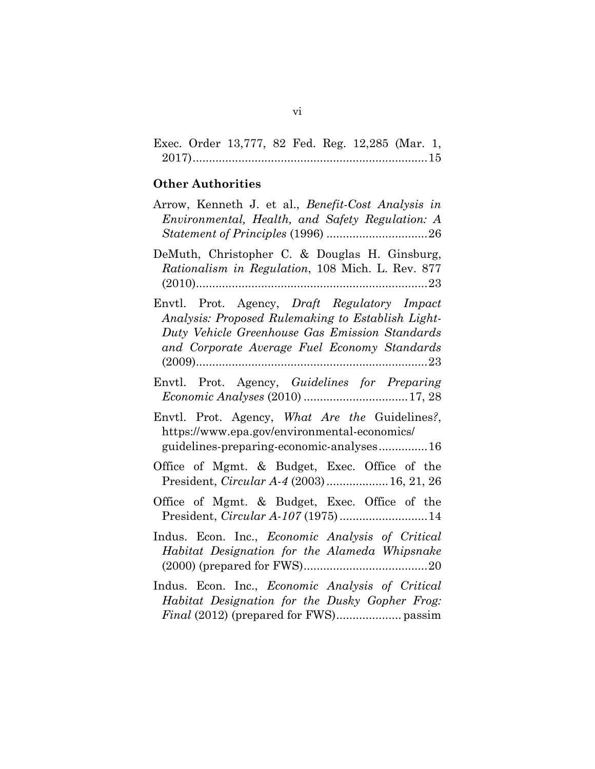Exec. Order 13,777, 82 Fed. Reg. 12,285 (Mar. 1, 2017)........................................................................15

**Other Authorities**

Arrow, Kenneth J. et al., *Benefit-Cost Analysis in Environmental, Health, and Safety Regulation: A Statement of Principles* (1996) ...............................26

DeMuth, Christopher C. & Douglas H. Ginsburg, *Rationalism in Regulation*, 108 Mich. L. Rev. 877 (2010)........................................................................23

Envtl. Prot. Agency, *Draft Regulatory Impact Analysis: Proposed Rulemaking to Establish Light-Duty Vehicle Greenhouse Gas Emission Standards and Corporate Average Fuel Economy Standards* (2009)........................................................................23

Envtl. Prot. Agency, *Guidelines for Preparing Economic Analyses* (2010) ................................17, 28

Envtl. Prot. Agency, *What Are the* Guidelines*?*, https://www.epa.gov/environmental-economics/guidelines-preparing-economic-analyses...............16

Office of Mgmt. & Budget, Exec. Office of the President, *Circular A-4* (2003)...................16, 21, 26

Office of Mgmt. & Budget, Exec. Office of the President, *Circular A-107* (1975)...........................14

Indus. Econ. Inc., *Economic Analysis of Critical Habitat Designation for the Alameda Whipsnake* (2000) (prepared for FWS)......................................20

Indus. Econ. Inc., *Economic Analysis of Critical Habitat Designation for the Dusky Gopher Frog: Final* (2012) (prepared for FWS).................... passim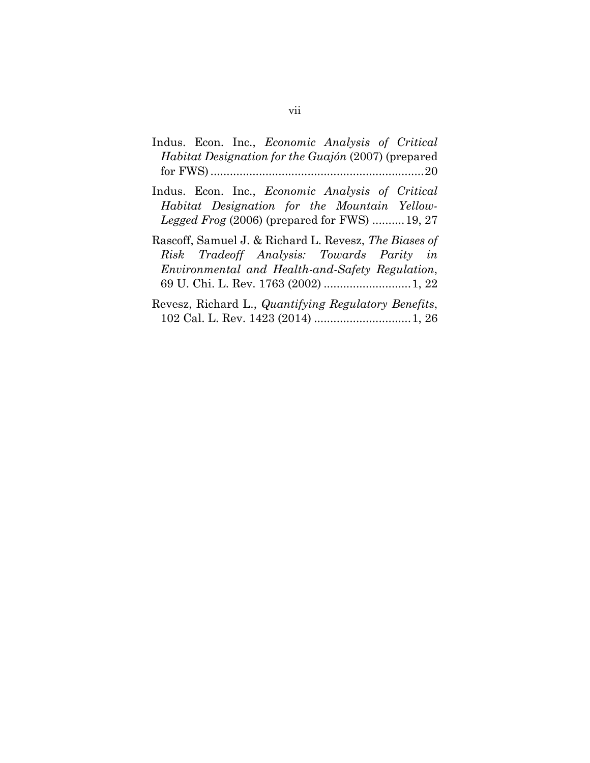Indus. Econ. Inc., *Economic Analysis of Critical Habitat Designation for the Guajón* (2007) (prepared for FWS) ........................................................................ 20

Indus. Econ. Inc., *Economic Analysis of Critical Habitat Designation for the Mountain Yellow-Legged Frog* (2006) (prepared for FWS) .......... 19, 27

Rascoff, Samuel J. & Richard L. Revesz, *The Biases of Risk Tradeoff Analysis: Towards Parity in Environmental and Health-and-Safety Regulation*, 69 U. Chi. L. Rev. 1763 (2002) ........................... 1, 22

Revesz, Richard L., *Quantifying Regulatory Benefits*, 102 Cal. L. Rev. 1423 (2014) .............................. 1, 26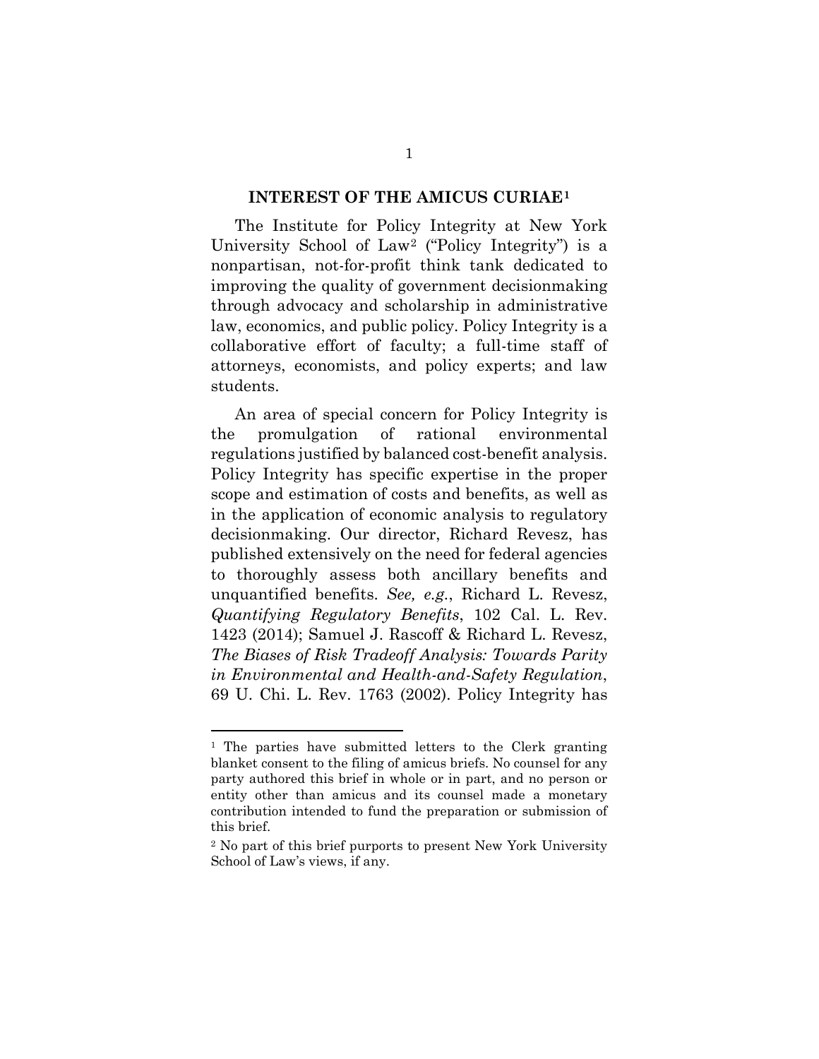## INTEREST OF THE AMICUS CURIAE[1]

The Institute for Policy Integrity at New York University School of Law[2] ("Policy Integrity") is a nonpartisan, not-for-profit think tank dedicated to improving the quality of government decisionmaking through advocacy and scholarship in administrative law, economics, and public policy. Policy Integrity is a collaborative effort of faculty; a full-time staff of attorneys, economists, and policy experts; and law students.

An area of special concern for Policy Integrity is the promulgation of rational environmental regulations justified by balanced cost-benefit analysis. Policy Integrity has specific expertise in the proper scope and estimation of costs and benefits, as well as in the application of economic analysis to regulatory decisionmaking. Our director, Richard Revesz, has published extensively on the need for federal agencies to thoroughly assess both ancillary benefits and unquantified benefits. *See, e.g.*, Richard L. Revesz, *Quantifying Regulatory Benefits*, 102 Cal. L. Rev. 1423 (2014); Samuel J. Rascoff & Richard L. Revesz, *The Biases of Risk Tradeoff Analysis: Towards Parity in Environmental and Health-and-Safety Regulation*, 69 U. Chi. L. Rev. 1763 (2002). Policy Integrity has

---

[1] The parties have submitted letters to the Clerk granting blanket consent to the filing of amicus briefs. No counsel for any party authored this brief in whole or in part, and no person or entity other than amicus and its counsel made a monetary contribution intended to fund the preparation or submission of this brief.

[2] No part of this brief purports to present New York University School of Law's views, if any.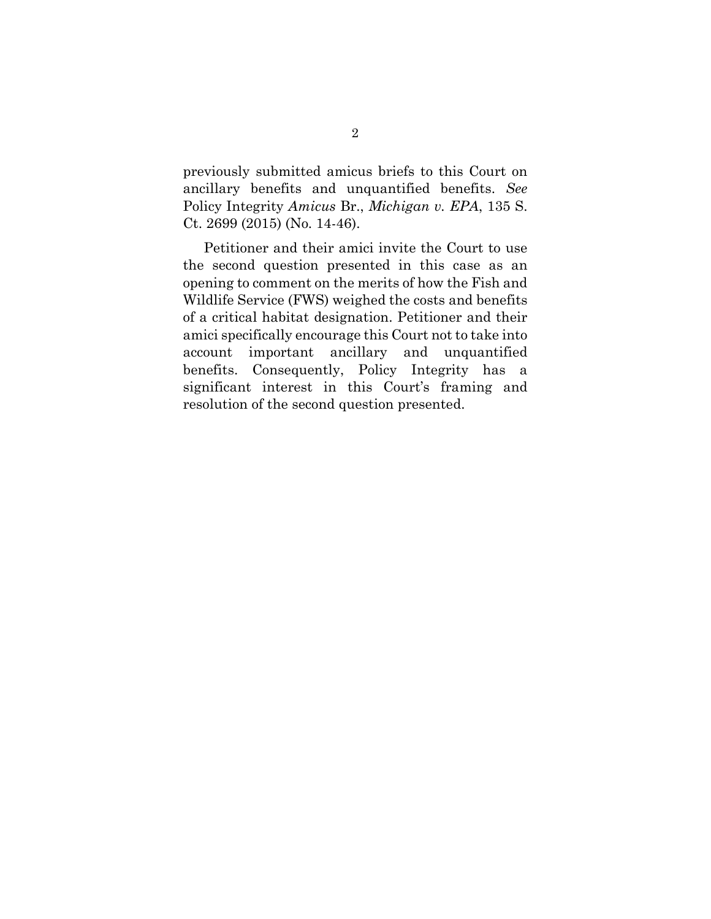previously submitted amicus briefs to this Court on ancillary benefits and unquantified benefits. *See* Policy Integrity *Amicus* Br., *Michigan v. EPA*, 135 S. Ct. 2699 (2015) (No. 14-46).

Petitioner and their amici invite the Court to use the second question presented in this case as an opening to comment on the merits of how the Fish and Wildlife Service (FWS) weighed the costs and benefits of a critical habitat designation. Petitioner and their amici specifically encourage this Court not to take into account important ancillary and unquantified benefits. Consequently, Policy Integrity has a significant interest in this Court's framing and resolution of the second question presented.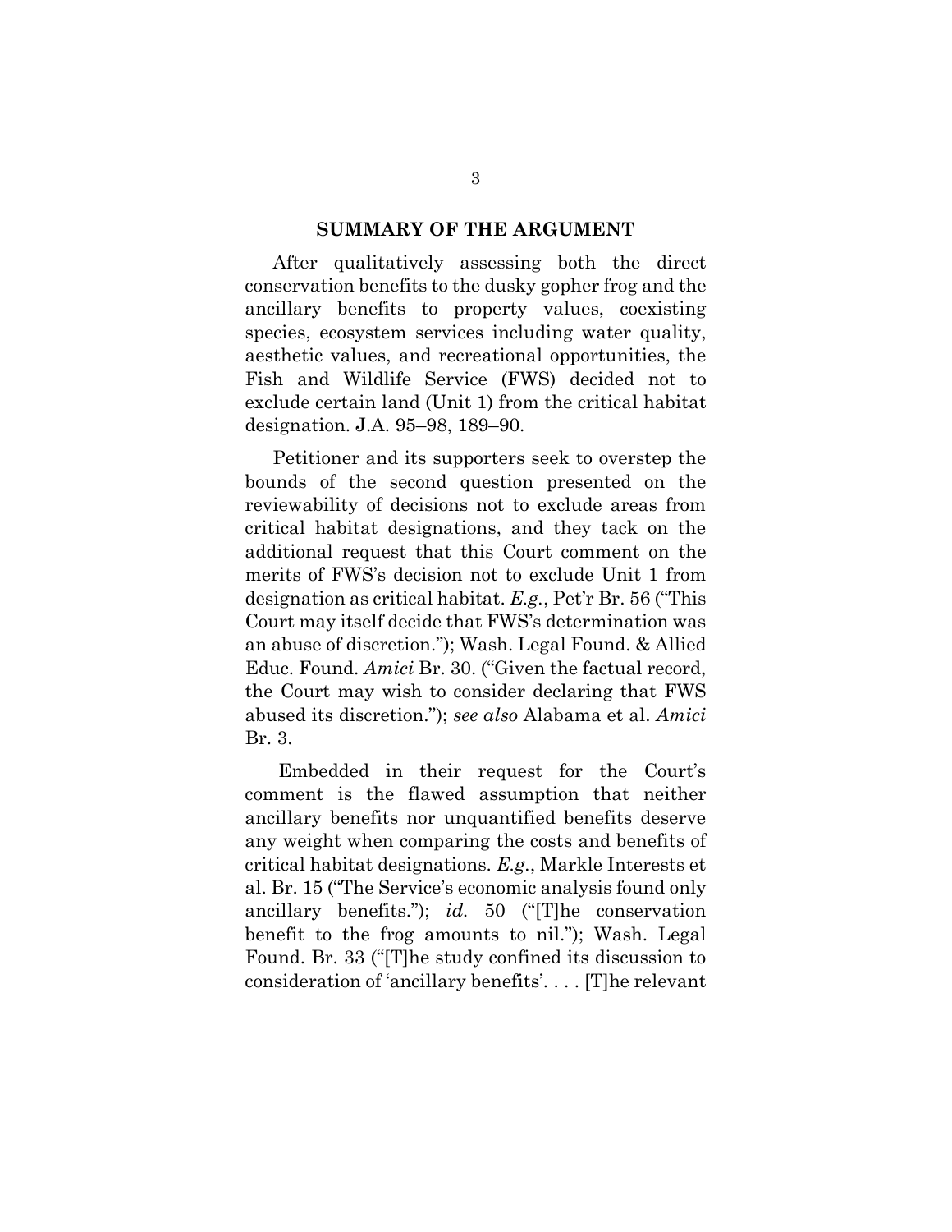## SUMMARY OF THE ARGUMENT

After qualitatively assessing both the direct conservation benefits to the dusky gopher frog and the ancillary benefits to property values, coexisting species, ecosystem services including water quality, aesthetic values, and recreational opportunities, the Fish and Wildlife Service (FWS) decided not to exclude certain land (Unit 1) from the critical habitat designation. J.A. 95–98, 189–90.

Petitioner and its supporters seek to overstep the bounds of the second question presented on the reviewability of decisions not to exclude areas from critical habitat designations, and they tack on the additional request that this Court comment on the merits of FWS's decision not to exclude Unit 1 from designation as critical habitat. *E.g.*, Pet'r Br. 56 ("This Court may itself decide that FWS's determination was an abuse of discretion."); Wash. Legal Found. & Allied Educ. Found. *Amici* Br. 30. ("Given the factual record, the Court may wish to consider declaring that FWS abused its discretion."); *see also* Alabama et al. *Amici* Br. 3.

Embedded in their request for the Court's comment is the flawed assumption that neither ancillary benefits nor unquantified benefits deserve any weight when comparing the costs and benefits of critical habitat designations. *E.g.*, Markle Interests et al. Br. 15 ("The Service's economic analysis found only ancillary benefits."); *id.* 50 ("[T]he conservation benefit to the frog amounts to nil."); Wash. Legal Found. Br. 33 ("[T]he study confined its discussion to consideration of 'ancillary benefits'. . . . [T]he relevant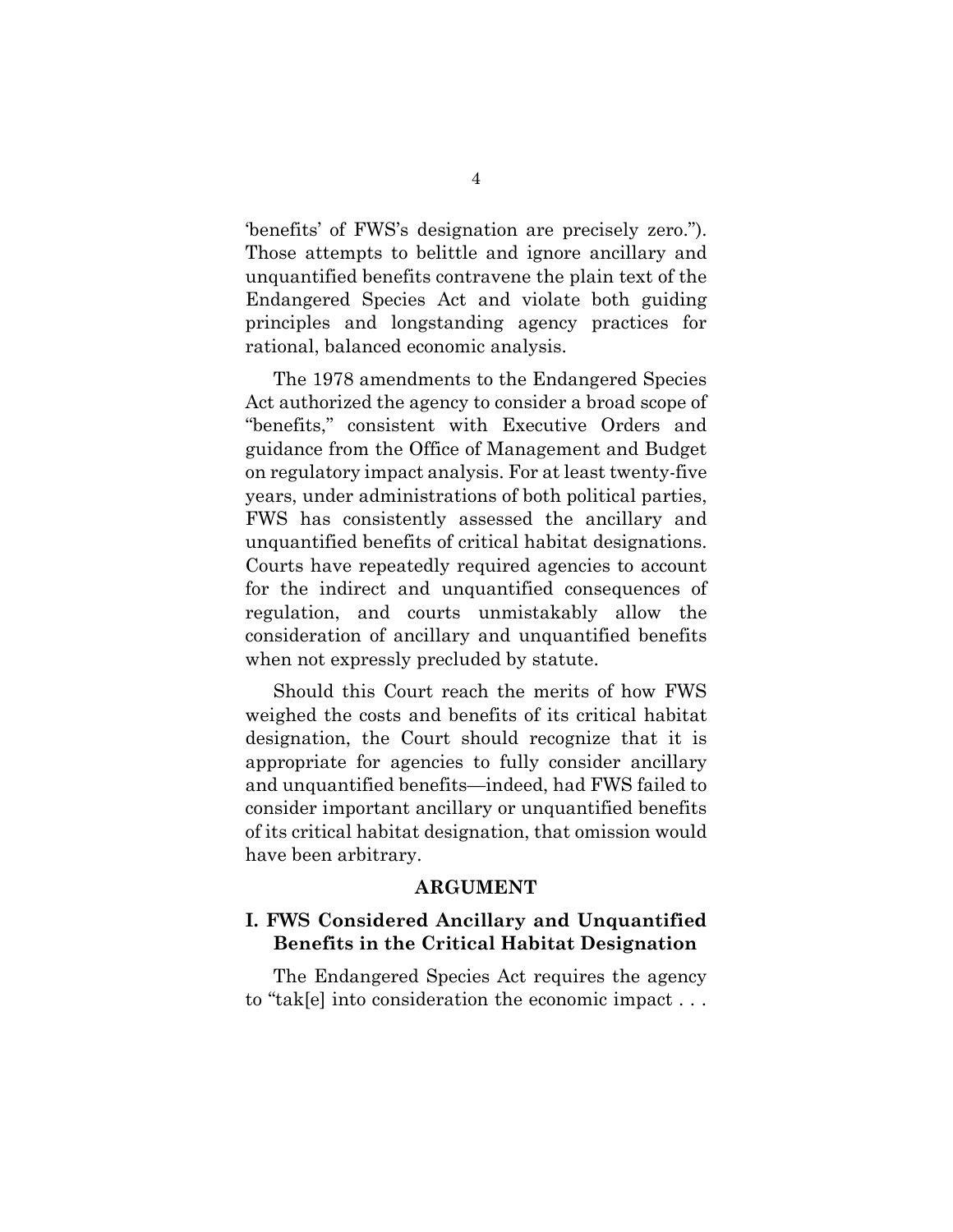'benefits' of FWS's designation are precisely zero."). Those attempts to belittle and ignore ancillary and unquantified benefits contravene the plain text of the Endangered Species Act and violate both guiding principles and longstanding agency practices for rational, balanced economic analysis.

The 1978 amendments to the Endangered Species Act authorized the agency to consider a broad scope of "benefits," consistent with Executive Orders and guidance from the Office of Management and Budget on regulatory impact analysis. For at least twenty-five years, under administrations of both political parties, FWS has consistently assessed the ancillary and unquantified benefits of critical habitat designations. Courts have repeatedly required agencies to account for the indirect and unquantified consequences of regulation, and courts unmistakably allow the consideration of ancillary and unquantified benefits when not expressly precluded by statute.

Should this Court reach the merits of how FWS weighed the costs and benefits of its critical habitat designation, the Court should recognize that it is appropriate for agencies to fully consider ancillary and unquantified benefits—indeed, had FWS failed to consider important ancillary or unquantified benefits of its critical habitat designation, that omission would have been arbitrary.

## ARGUMENT

### I. FWS Considered Ancillary and Unquantified Benefits in the Critical Habitat Designation

The Endangered Species Act requires the agency to "tak[e] into consideration the economic impact . . .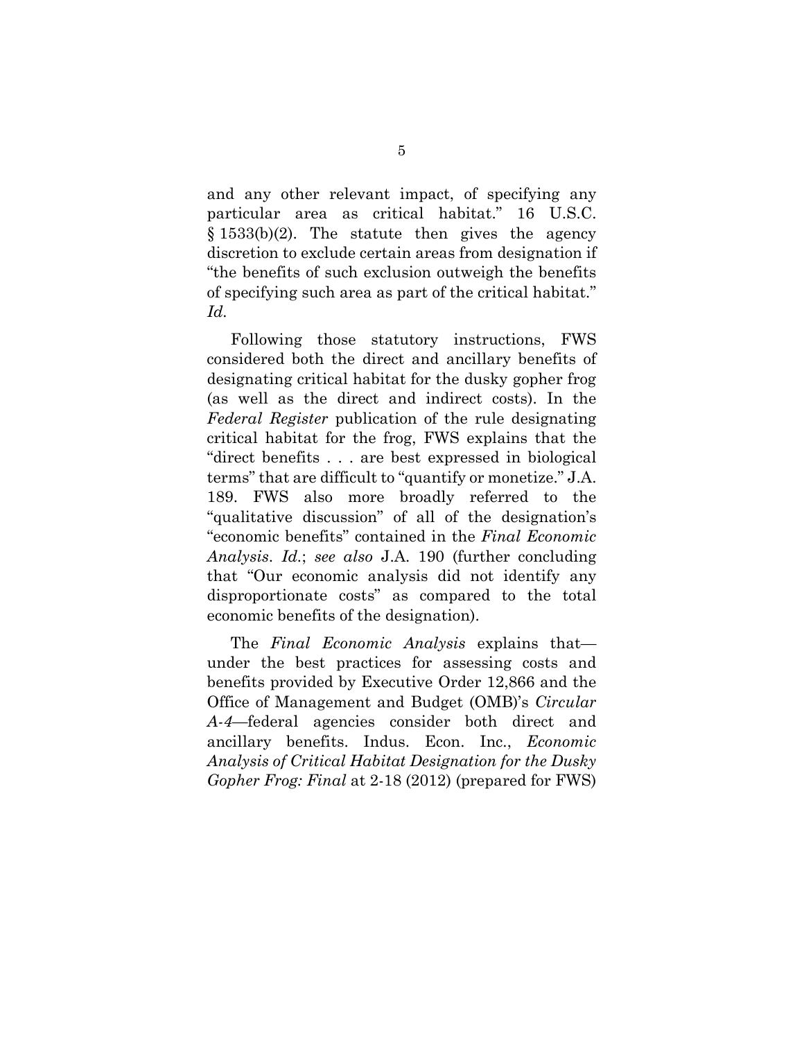and any other relevant impact, of specifying any particular area as critical habitat." 16 U.S.C. § 1533(b)(2). The statute then gives the agency discretion to exclude certain areas from designation if "the benefits of such exclusion outweigh the benefits of specifying such area as part of the critical habitat." *Id.*

Following those statutory instructions, FWS considered both the direct and ancillary benefits of designating critical habitat for the dusky gopher frog (as well as the direct and indirect costs). In the *Federal Register* publication of the rule designating critical habitat for the frog, FWS explains that the "direct benefits . . . are best expressed in biological terms" that are difficult to "quantify or monetize." J.A. 189. FWS also more broadly referred to the "qualitative discussion" of all of the designation's "economic benefits" contained in the *Final Economic Analysis*. *Id.*; *see also* J.A. 190 (further concluding that "Our economic analysis did not identify any disproportionate costs" as compared to the total economic benefits of the designation).

The *Final Economic Analysis* explains that—under the best practices for assessing costs and benefits provided by Executive Order 12,866 and the Office of Management and Budget (OMB)'s *Circular A-4*—federal agencies consider both direct and ancillary benefits. Indus. Econ. Inc., *Economic Analysis of Critical Habitat Designation for the Dusky Gopher Frog: Final* at 2-18 (2012) (prepared for FWS)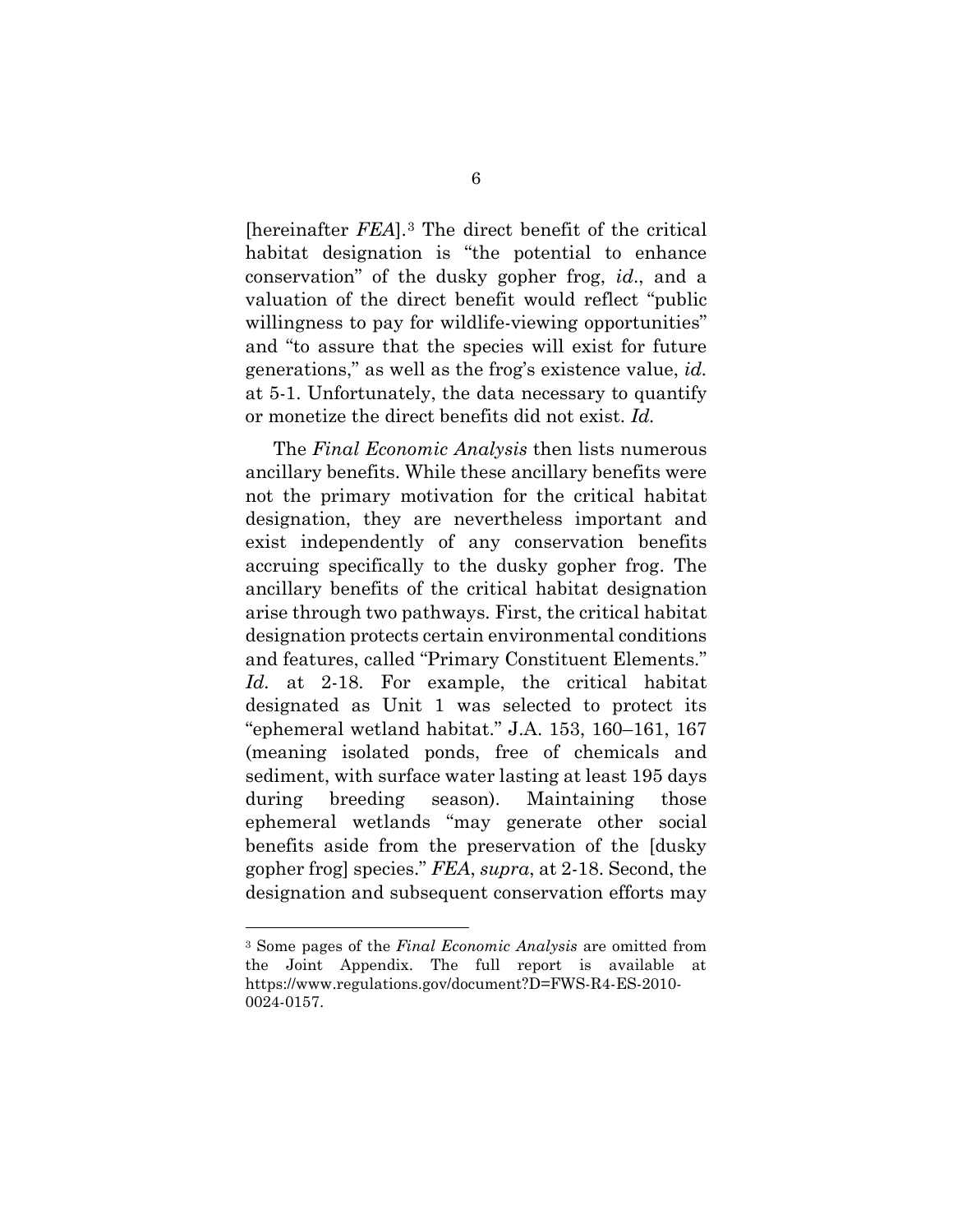[hereinafter *FEA*].[3] The direct benefit of the critical habitat designation is "the potential to enhance conservation" of the dusky gopher frog, *id*., and a valuation of the direct benefit would reflect "public willingness to pay for wildlife-viewing opportunities" and "to assure that the species will exist for future generations," as well as the frog's existence value, *id*. at 5-1. Unfortunately, the data necessary to quantify or monetize the direct benefits did not exist. *Id.*

The *Final Economic Analysis* then lists numerous ancillary benefits. While these ancillary benefits were not the primary motivation for the critical habitat designation, they are nevertheless important and exist independently of any conservation benefits accruing specifically to the dusky gopher frog. The ancillary benefits of the critical habitat designation arise through two pathways. First, the critical habitat designation protects certain environmental conditions and features, called "Primary Constituent Elements." *Id*. at 2-18. For example, the critical habitat designated as Unit 1 was selected to protect its "ephemeral wetland habitat." J.A. 153, 160–161, 167 (meaning isolated ponds, free of chemicals and sediment, with surface water lasting at least 195 days during breeding season). Maintaining those ephemeral wetlands "may generate other social benefits aside from the preservation of the [dusky gopher frog] species." *FEA*, *supra*, at 2-18. Second, the designation and subsequent conservation efforts may

[3] Some pages of the *Final Economic Analysis* are omitted from the Joint Appendix. The full report is available at https://www.regulations.gov/document?D=FWS-R4-ES-2010-0024-0157.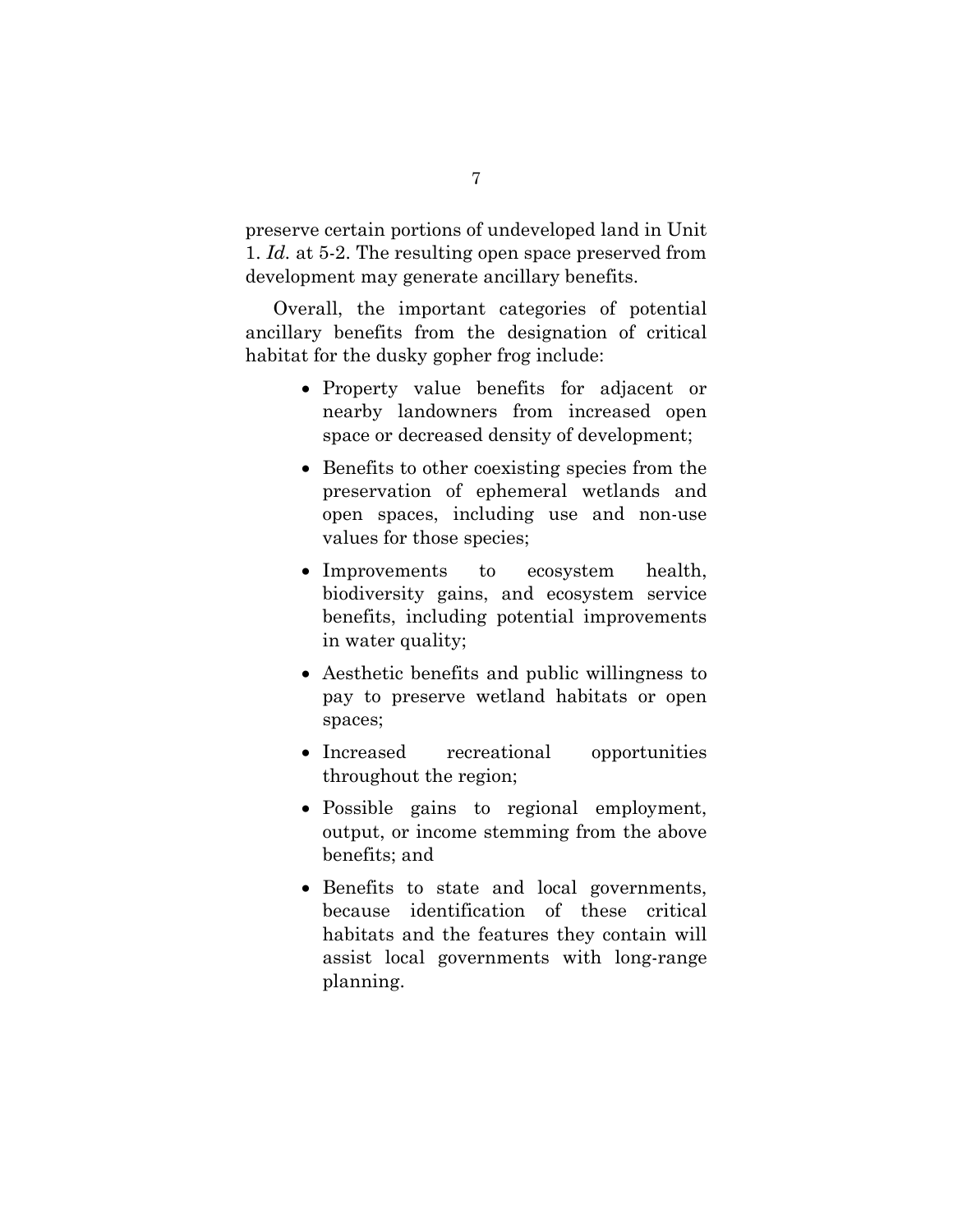preserve certain portions of undeveloped land in Unit 1. *Id.* at 5-2. The resulting open space preserved from development may generate ancillary benefits.

Overall, the important categories of potential ancillary benefits from the designation of critical habitat for the dusky gopher frog include:

- Property value benefits for adjacent or nearby landowners from increased open space or decreased density of development;
- Benefits to other coexisting species from the preservation of ephemeral wetlands and open spaces, including use and non-use values for those species;
- Improvements to ecosystem health, biodiversity gains, and ecosystem service benefits, including potential improvements in water quality;
- Aesthetic benefits and public willingness to pay to preserve wetland habitats or open spaces;
- Increased recreational opportunities throughout the region;
- Possible gains to regional employment, output, or income stemming from the above benefits; and
- Benefits to state and local governments, because identification of these critical habitats and the features they contain will assist local governments with long-range planning.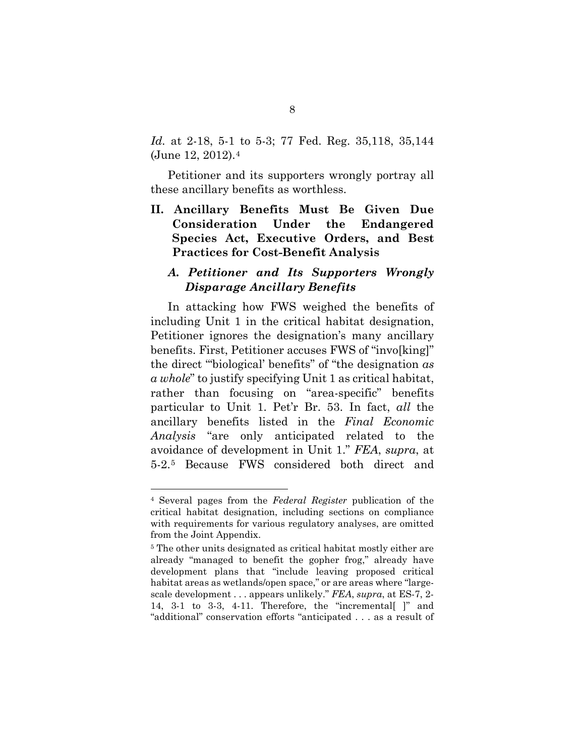*Id.* at 2-18, 5-1 to 5-3; 77 Fed. Reg. 35,118, 35,144 (June 12, 2012).[4]

Petitioner and its supporters wrongly portray all these ancillary benefits as worthless.

## II. Ancillary Benefits Must Be Given Due Consideration Under the Endangered Species Act, Executive Orders, and Best Practices for Cost-Benefit Analysis

### *A. Petitioner and Its Supporters Wrongly Disparage Ancillary Benefits*

In attacking how FWS weighed the benefits of including Unit 1 in the critical habitat designation, Petitioner ignores the designation's many ancillary benefits. First, Petitioner accuses FWS of "invo[king]" the direct "'biological' benefits" of "the designation *as a whole*" to justify specifying Unit 1 as critical habitat, rather than focusing on "area-specific" benefits particular to Unit 1. Pet'r Br. 53. In fact, *all* the ancillary benefits listed in the *Final Economic Analysis* "are only anticipated related to the avoidance of development in Unit 1." *FEA*, *supra*, at 5-2.[5] Because FWS considered both direct and

---

[4] Several pages from the *Federal Register* publication of the critical habitat designation, including sections on compliance with requirements for various regulatory analyses, are omitted from the Joint Appendix.

[5] The other units designated as critical habitat mostly either are already "managed to benefit the gopher frog," already have development plans that "include leaving proposed critical habitat areas as wetlands/open space," or are areas where "large-scale development . . . appears unlikely." *FEA*, *supra*, at ES-7, 2-14, 3-1 to 3-3, 4-11. Therefore, the "incremental[ ]" and "additional" conservation efforts "anticipated . . . as a result of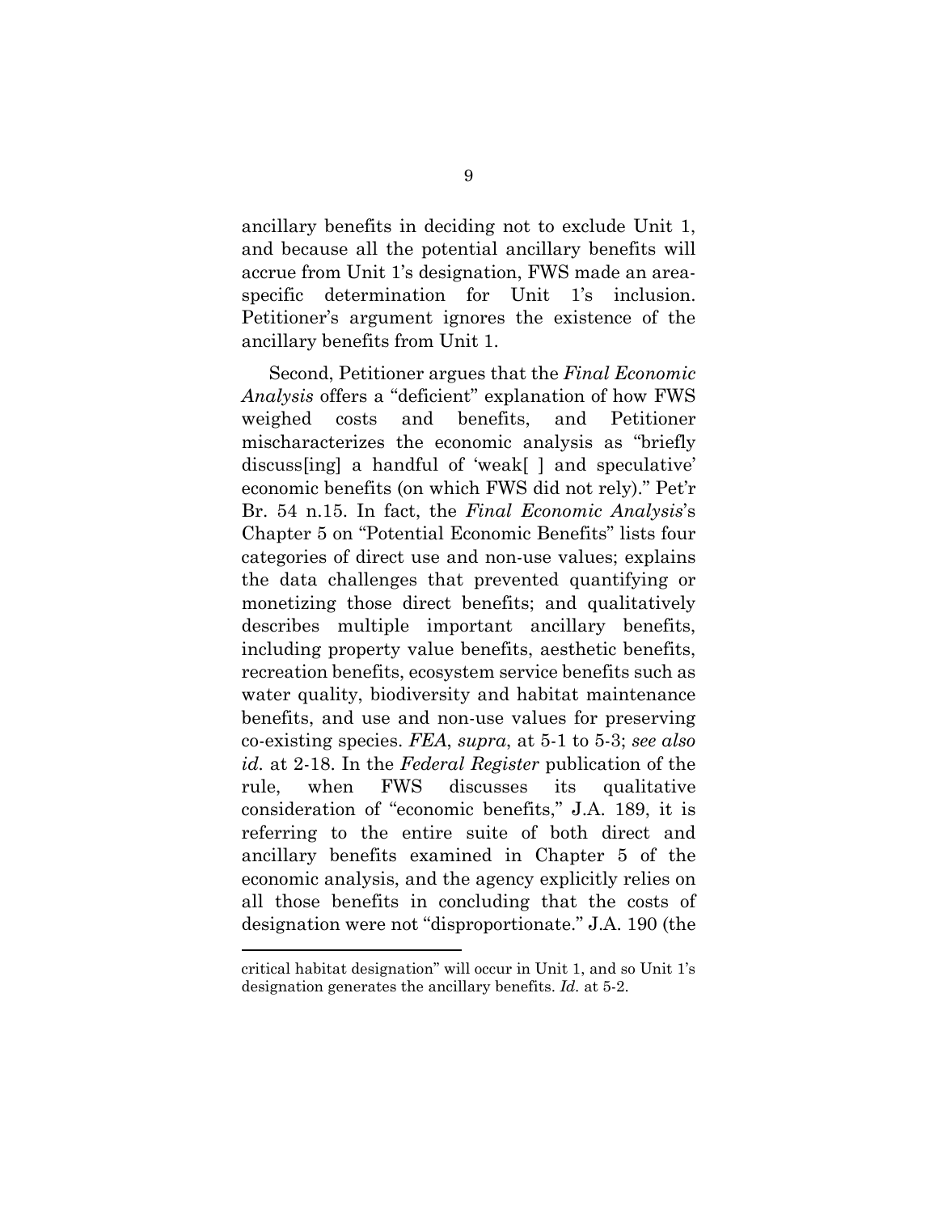ancillary benefits in deciding not to exclude Unit 1, and because all the potential ancillary benefits will accrue from Unit 1's designation, FWS made an area-specific determination for Unit 1's inclusion. Petitioner's argument ignores the existence of the ancillary benefits from Unit 1.

Second, Petitioner argues that the *Final Economic Analysis* offers a "deficient" explanation of how FWS weighed costs and benefits, and Petitioner mischaracterizes the economic analysis as "briefly discuss[ing] a handful of 'weak[ ] and speculative' economic benefits (on which FWS did not rely)." Pet'r Br. 54 n.15. In fact, the *Final Economic Analysis*'s Chapter 5 on "Potential Economic Benefits" lists four categories of direct use and non-use values; explains the data challenges that prevented quantifying or monetizing those direct benefits; and qualitatively describes multiple important ancillary benefits, including property value benefits, aesthetic benefits, recreation benefits, ecosystem service benefits such as water quality, biodiversity and habitat maintenance benefits, and use and non-use values for preserving co-existing species. *FEA*, *supra*, at 5-1 to 5-3; *see also id.* at 2-18. In the *Federal Register* publication of the rule, when FWS discusses its qualitative consideration of "economic benefits," J.A. 189, it is referring to the entire suite of both direct and ancillary benefits examined in Chapter 5 of the economic analysis, and the agency explicitly relies on all those benefits in concluding that the costs of designation were not "disproportionate." J.A. 190 (the

---

critical habitat designation" will occur in Unit 1, and so Unit 1's designation generates the ancillary benefits. *Id.* at 5-2.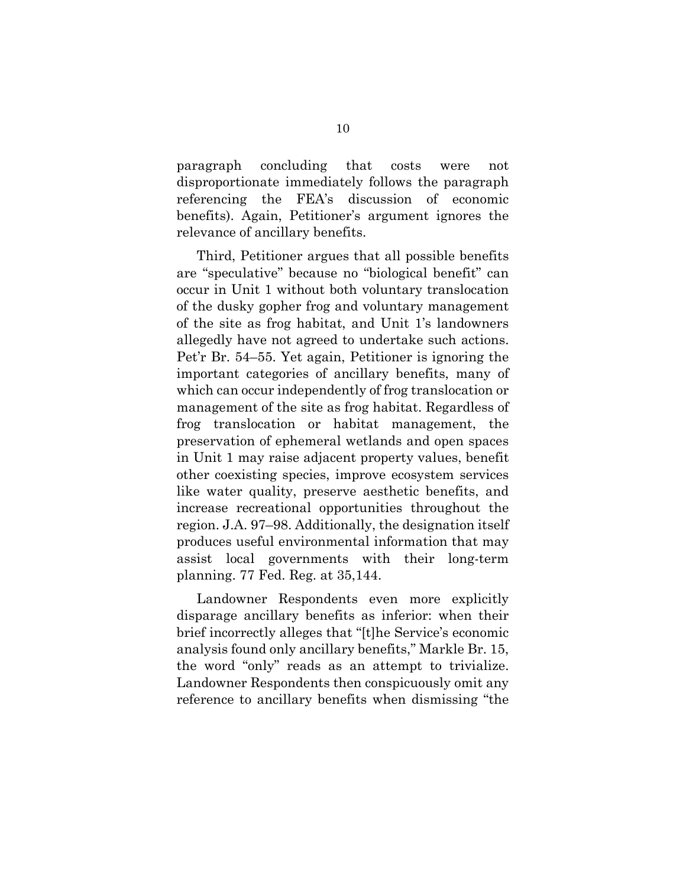paragraph concluding that costs were not disproportionate immediately follows the paragraph referencing the FEA's discussion of economic benefits). Again, Petitioner's argument ignores the relevance of ancillary benefits.

Third, Petitioner argues that all possible benefits are "speculative" because no "biological benefit" can occur in Unit 1 without both voluntary translocation of the dusky gopher frog and voluntary management of the site as frog habitat, and Unit 1's landowners allegedly have not agreed to undertake such actions. Pet'r Br. 54–55. Yet again, Petitioner is ignoring the important categories of ancillary benefits, many of which can occur independently of frog translocation or management of the site as frog habitat. Regardless of frog translocation or habitat management, the preservation of ephemeral wetlands and open spaces in Unit 1 may raise adjacent property values, benefit other coexisting species, improve ecosystem services like water quality, preserve aesthetic benefits, and increase recreational opportunities throughout the region. J.A. 97–98. Additionally, the designation itself produces useful environmental information that may assist local governments with their long-term planning. 77 Fed. Reg. at 35,144.

Landowner Respondents even more explicitly disparage ancillary benefits as inferior: when their brief incorrectly alleges that "[t]he Service's economic analysis found only ancillary benefits," Markle Br. 15, the word "only" reads as an attempt to trivialize. Landowner Respondents then conspicuously omit any reference to ancillary benefits when dismissing "the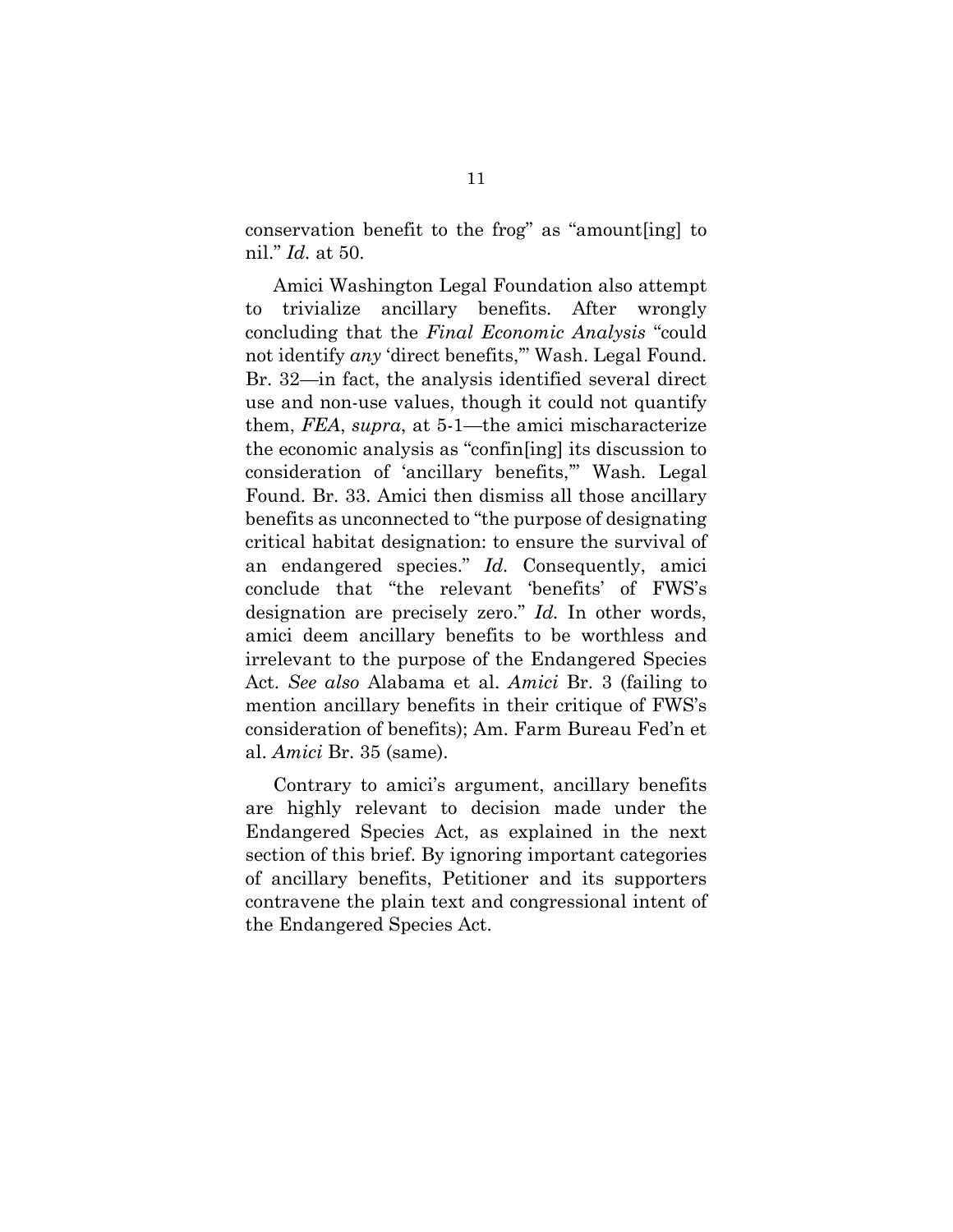conservation benefit to the frog" as "amount[ing] to nil." *Id.* at 50.

Amici Washington Legal Foundation also attempt to trivialize ancillary benefits. After wrongly concluding that the *Final Economic Analysis* "could not identify *any* 'direct benefits,'" Wash. Legal Found. Br. 32—in fact, the analysis identified several direct use and non-use values, though it could not quantify them, *FEA*, *supra*, at 5-1—the amici mischaracterize the economic analysis as "confin[ing] its discussion to consideration of 'ancillary benefits,'" Wash. Legal Found. Br. 33. Amici then dismiss all those ancillary benefits as unconnected to "the purpose of designating critical habitat designation: to ensure the survival of an endangered species." *Id.* Consequently, amici conclude that "the relevant 'benefits' of FWS's designation are precisely zero." *Id.* In other words, amici deem ancillary benefits to be worthless and irrelevant to the purpose of the Endangered Species Act. *See also* Alabama et al. *Amici* Br. 3 (failing to mention ancillary benefits in their critique of FWS's consideration of benefits); Am. Farm Bureau Fed'n et al. *Amici* Br. 35 (same).

Contrary to amici's argument, ancillary benefits are highly relevant to decision made under the Endangered Species Act, as explained in the next section of this brief. By ignoring important categories of ancillary benefits, Petitioner and its supporters contravene the plain text and congressional intent of the Endangered Species Act.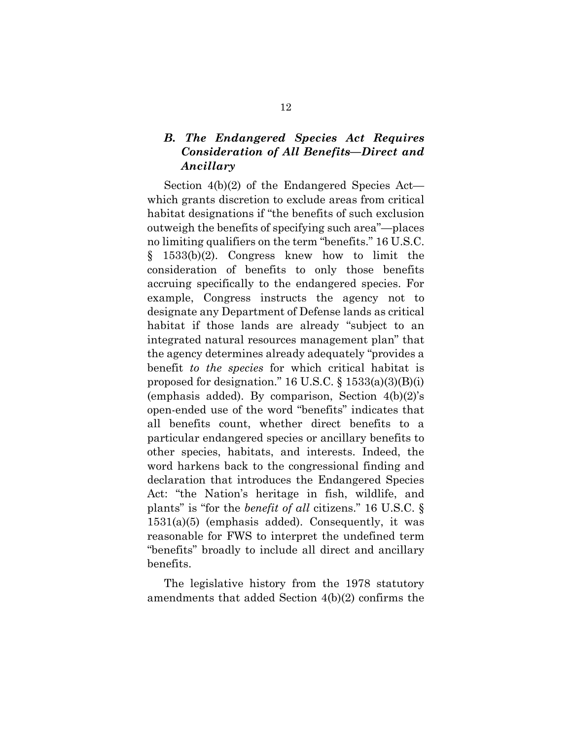### *B. The Endangered Species Act Requires Consideration of All Benefits—Direct and Ancillary*

Section 4(b)(2) of the Endangered Species Act—which grants discretion to exclude areas from critical habitat designations if "the benefits of such exclusion outweigh the benefits of specifying such area"—places no limiting qualifiers on the term "benefits." 16 U.S.C. § 1533(b)(2). Congress knew how to limit the consideration of benefits to only those benefits accruing specifically to the endangered species. For example, Congress instructs the agency not to designate any Department of Defense lands as critical habitat if those lands are already "subject to an integrated natural resources management plan" that the agency determines already adequately "provides a benefit *to the species* for which critical habitat is proposed for designation." 16 U.S.C. § 1533(a)(3)(B)(i) (emphasis added). By comparison, Section 4(b)(2)'s open-ended use of the word "benefits" indicates that all benefits count, whether direct benefits to a particular endangered species or ancillary benefits to other species, habitats, and interests. Indeed, the word harkens back to the congressional finding and declaration that introduces the Endangered Species Act: "the Nation's heritage in fish, wildlife, and plants" is "for the *benefit of all* citizens." 16 U.S.C. § 1531(a)(5) (emphasis added). Consequently, it was reasonable for FWS to interpret the undefined term "benefits" broadly to include all direct and ancillary benefits.

The legislative history from the 1978 statutory amendments that added Section 4(b)(2) confirms the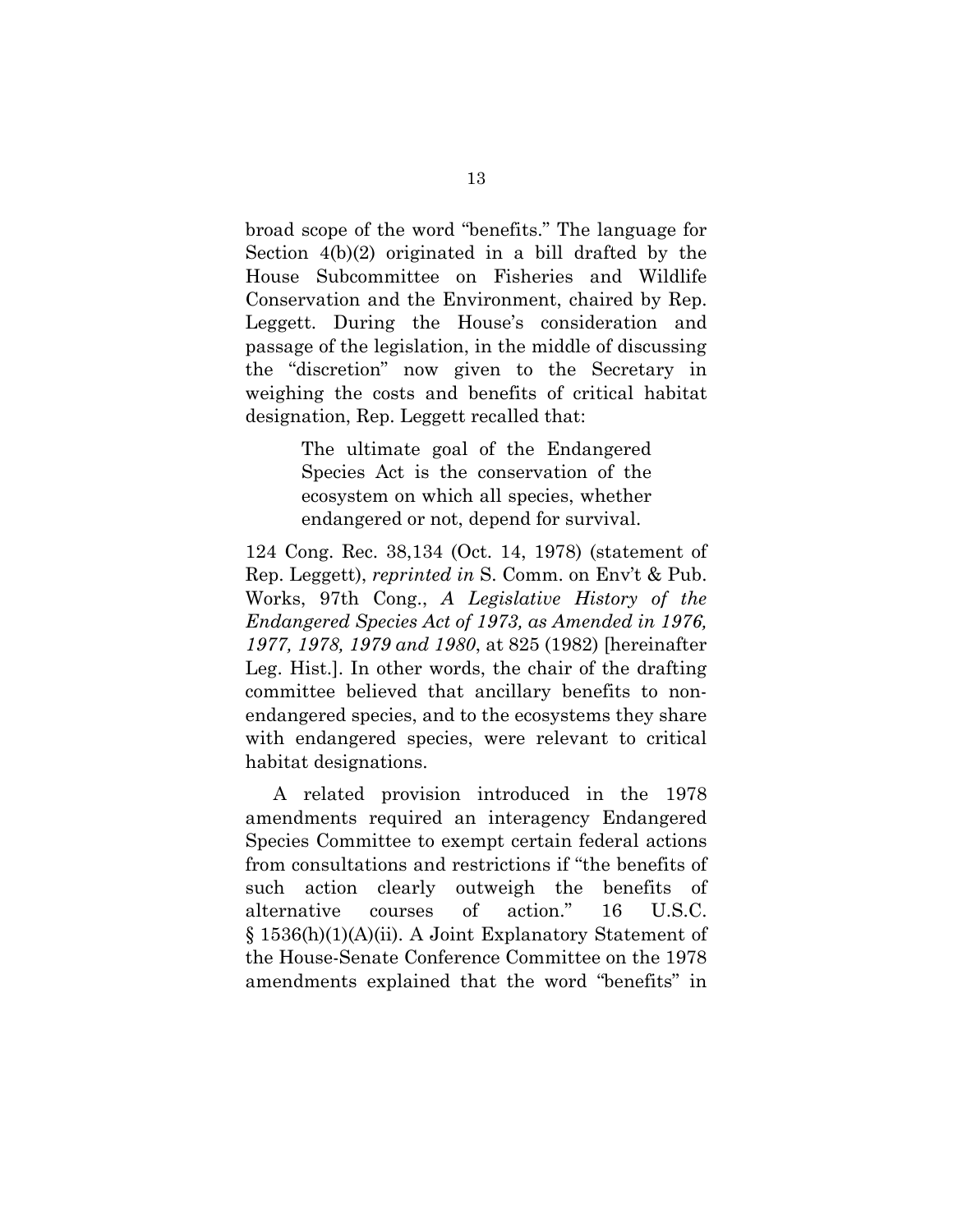broad scope of the word "benefits." The language for Section 4(b)(2) originated in a bill drafted by the House Subcommittee on Fisheries and Wildlife Conservation and the Environment, chaired by Rep. Leggett. During the House's consideration and passage of the legislation, in the middle of discussing the "discretion" now given to the Secretary in weighing the costs and benefits of critical habitat designation, Rep. Leggett recalled that:

> The ultimate goal of the Endangered Species Act is the conservation of the ecosystem on which all species, whether endangered or not, depend for survival.

124 Cong. Rec. 38,134 (Oct. 14, 1978) (statement of Rep. Leggett), *reprinted in* S. Comm. on Env't & Pub. Works, 97th Cong., *A Legislative History of the Endangered Species Act of 1973, as Amended in 1976, 1977, 1978, 1979 and 1980*, at 825 (1982) [hereinafter Leg. Hist.]. In other words, the chair of the drafting committee believed that ancillary benefits to non-endangered species, and to the ecosystems they share with endangered species, were relevant to critical habitat designations.

A related provision introduced in the 1978 amendments required an interagency Endangered Species Committee to exempt certain federal actions from consultations and restrictions if "the benefits of such action clearly outweigh the benefits of alternative courses of action." 16 U.S.C. § 1536(h)(1)(A)(ii). A Joint Explanatory Statement of the House-Senate Conference Committee on the 1978 amendments explained that the word "benefits" in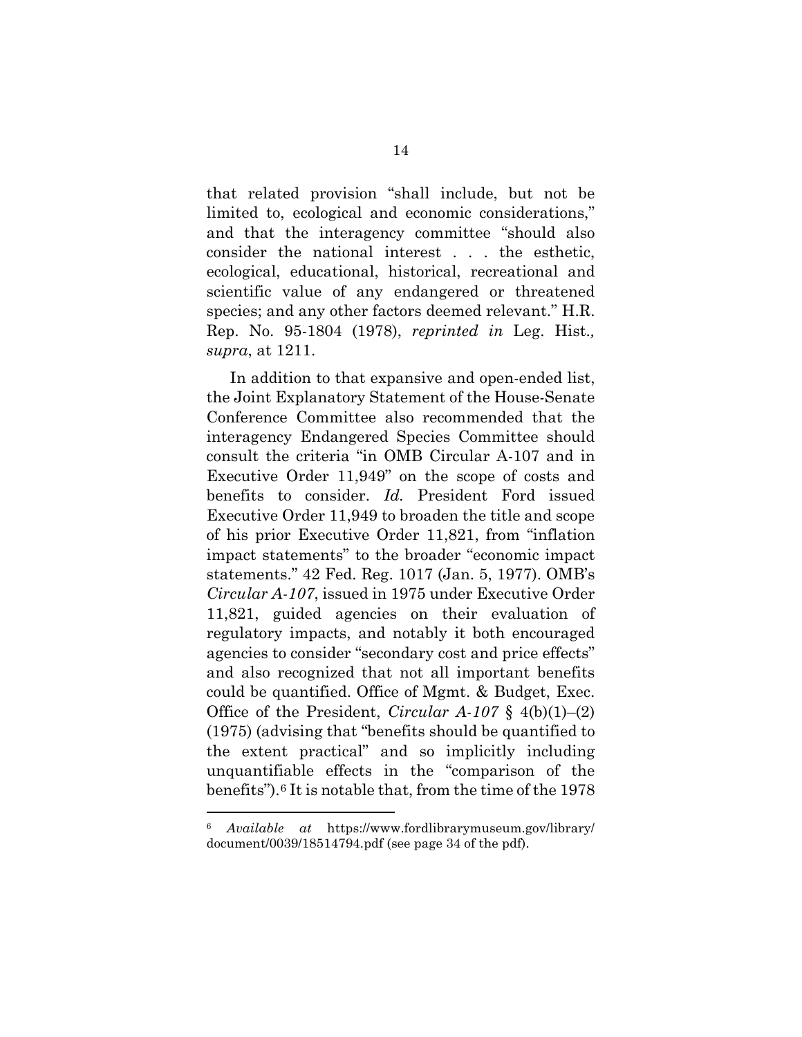that related provision "shall include, but not be limited to, ecological and economic considerations," and that the interagency committee "should also consider the national interest . . . the esthetic, ecological, educational, historical, recreational and scientific value of any endangered or threatened species; and any other factors deemed relevant." H.R. Rep. No. 95-1804 (1978), *reprinted in* Leg. Hist., *supra*, at 1211.

In addition to that expansive and open-ended list, the Joint Explanatory Statement of the House-Senate Conference Committee also recommended that the interagency Endangered Species Committee should consult the criteria "in OMB Circular A-107 and in Executive Order 11,949" on the scope of costs and benefits to consider. *Id.* President Ford issued Executive Order 11,949 to broaden the title and scope of his prior Executive Order 11,821, from "inflation impact statements" to the broader "economic impact statements." 42 Fed. Reg. 1017 (Jan. 5, 1977). OMB's *Circular A-107*, issued in 1975 under Executive Order 11,821, guided agencies on their evaluation of regulatory impacts, and notably it both encouraged agencies to consider "secondary cost and price effects" and also recognized that not all important benefits could be quantified. Office of Mgmt. & Budget, Exec. Office of the President, *Circular A-107* § 4(b)(1)–(2) (1975) (advising that "benefits should be quantified to the extent practical" and so implicitly including unquantifiable effects in the "comparison of the benefits").[6] It is notable that, from the time of the 1978

[6] *Available at* https://www.fordlibrarymuseum.gov/library/document/0039/18514794.pdf (see page 34 of the pdf).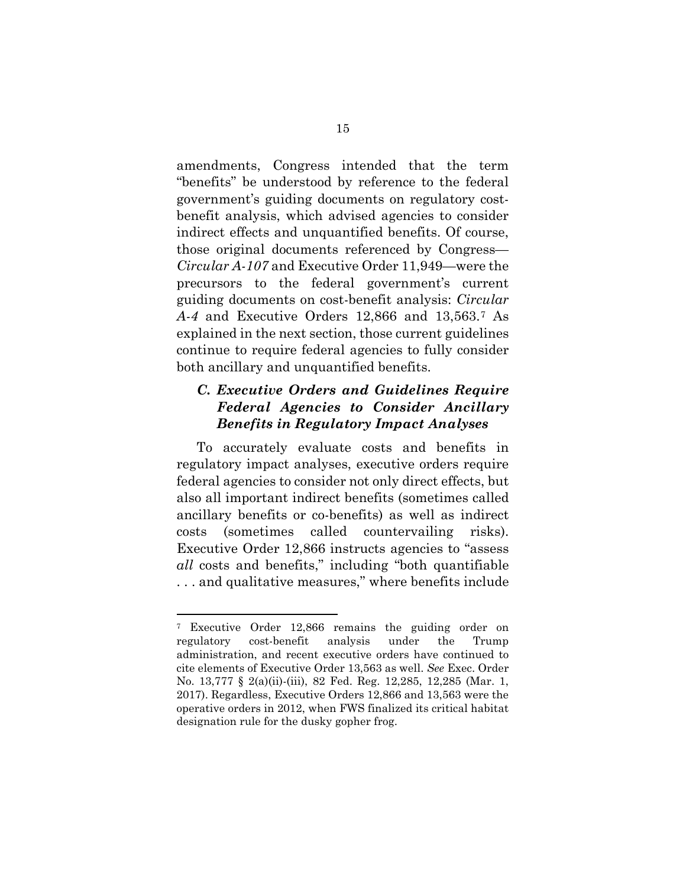amendments, Congress intended that the term "benefits" be understood by reference to the federal government's guiding documents on regulatory cost-benefit analysis, which advised agencies to consider indirect effects and unquantified benefits. Of course, those original documents referenced by Congress—*Circular A-107* and Executive Order 11,949—were the precursors to the federal government's current guiding documents on cost-benefit analysis: *Circular A-4* and Executive Orders 12,866 and 13,563.[7] As explained in the next section, those current guidelines continue to require federal agencies to fully consider both ancillary and unquantified benefits.

### *C. Executive Orders and Guidelines Require Federal Agencies to Consider Ancillary Benefits in Regulatory Impact Analyses*

To accurately evaluate costs and benefits in regulatory impact analyses, executive orders require federal agencies to consider not only direct effects, but also all important indirect benefits (sometimes called ancillary benefits or co-benefits) as well as indirect costs (sometimes called countervailing risks). Executive Order 12,866 instructs agencies to "assess *all* costs and benefits," including "both quantifiable . . . and qualitative measures," where benefits include

---

[7] Executive Order 12,866 remains the guiding order on regulatory cost-benefit analysis under the Trump administration, and recent executive orders have continued to cite elements of Executive Order 13,563 as well. *See* Exec. Order No. 13,777 § 2(a)(ii)-(iii), 82 Fed. Reg. 12,285, 12,285 (Mar. 1, 2017). Regardless, Executive Orders 12,866 and 13,563 were the operative orders in 2012, when FWS finalized its critical habitat designation rule for the dusky gopher frog.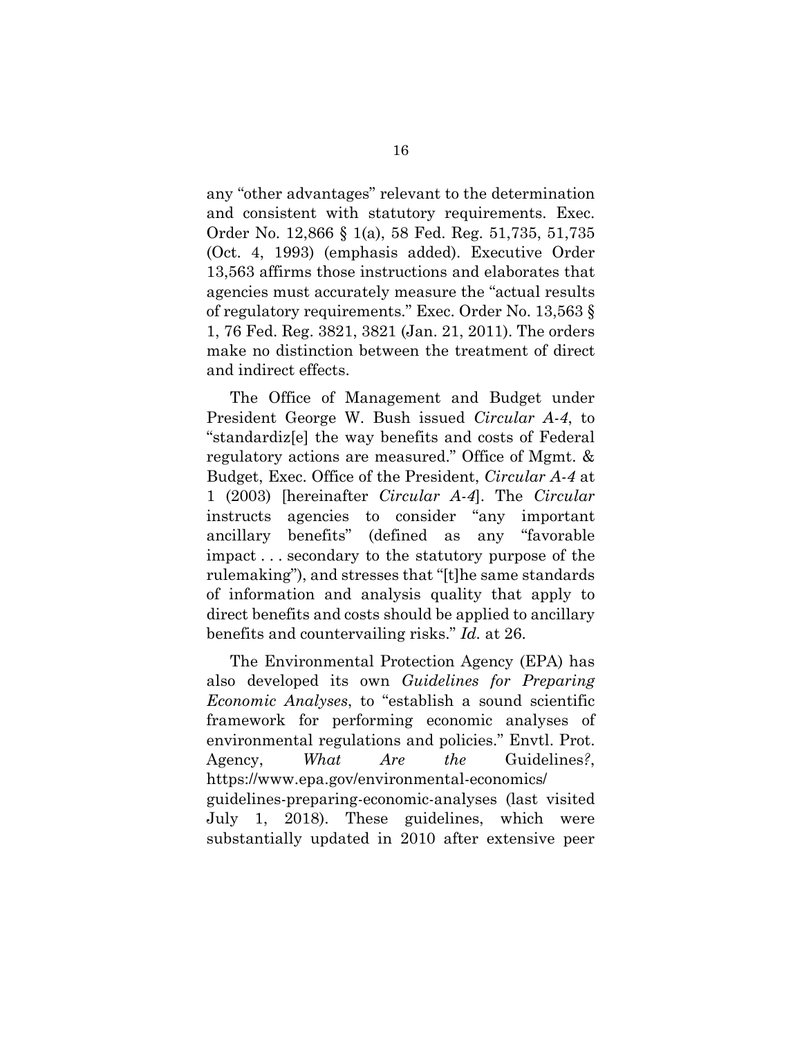any "other advantages" relevant to the determination and consistent with statutory requirements. Exec. Order No. 12,866 § 1(a), 58 Fed. Reg. 51,735, 51,735 (Oct. 4, 1993) (emphasis added). Executive Order 13,563 affirms those instructions and elaborates that agencies must accurately measure the "actual results of regulatory requirements." Exec. Order No. 13,563 § 1, 76 Fed. Reg. 3821, 3821 (Jan. 21, 2011). The orders make no distinction between the treatment of direct and indirect effects.

The Office of Management and Budget under President George W. Bush issued *Circular A-4*, to "standardiz[e] the way benefits and costs of Federal regulatory actions are measured." Office of Mgmt. & Budget, Exec. Office of the President, *Circular A-4* at 1 (2003) [hereinafter *Circular A-4*]. The *Circular* instructs agencies to consider "any important ancillary benefits" (defined as any "favorable impact . . . secondary to the statutory purpose of the rulemaking"), and stresses that "[t]he same standards of information and analysis quality that apply to direct benefits and costs should be applied to ancillary benefits and countervailing risks." *Id.* at 26.

The Environmental Protection Agency (EPA) has also developed its own *Guidelines for Preparing Economic Analyses*, to "establish a sound scientific framework for performing economic analyses of environmental regulations and policies." Envtl. Prot. Agency, *What Are the* Guidelines*?*, https://www.epa.gov/environmental-economics/guidelines-preparing-economic-analyses (last visited July 1, 2018). These guidelines, which were substantially updated in 2010 after extensive peer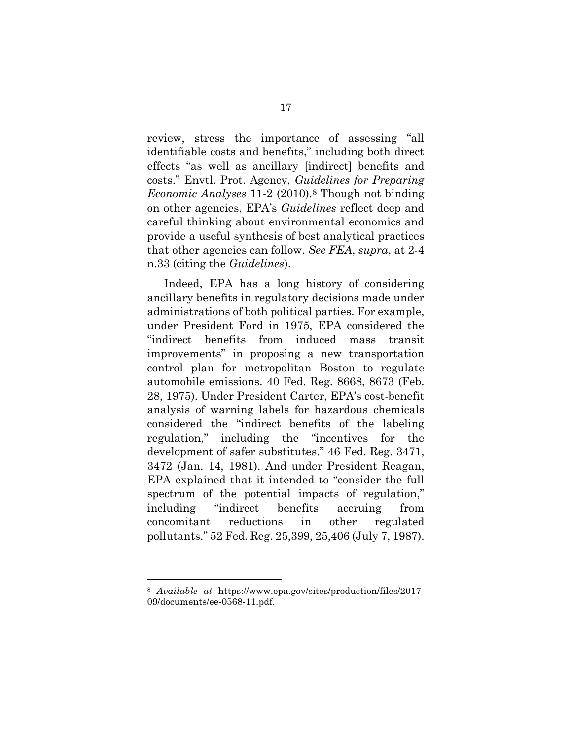review, stress the importance of assessing "all identifiable costs and benefits," including both direct effects "as well as ancillary [indirect] benefits and costs." Envtl. Prot. Agency, *Guidelines for Preparing Economic Analyses* 11-2 (2010).[8] Though not binding on other agencies, EPA's *Guidelines* reflect deep and careful thinking about environmental economics and provide a useful synthesis of best analytical practices that other agencies can follow. *See FEA*, *supra*, at 2-4 n.33 (citing the *Guidelines*).

Indeed, EPA has a long history of considering ancillary benefits in regulatory decisions made under administrations of both political parties. For example, under President Ford in 1975, EPA considered the "indirect benefits from induced mass transit improvements" in proposing a new transportation control plan for metropolitan Boston to regulate automobile emissions. 40 Fed. Reg. 8668, 8673 (Feb. 28, 1975). Under President Carter, EPA's cost-benefit analysis of warning labels for hazardous chemicals considered the "indirect benefits of the labeling regulation," including the "incentives for the development of safer substitutes." 46 Fed. Reg. 3471, 3472 (Jan. 14, 1981). And under President Reagan, EPA explained that it intended to "consider the full spectrum of the potential impacts of regulation," including "indirect benefits accruing from concomitant reductions in other regulated pollutants." 52 Fed. Reg. 25,399, 25,406 (July 7, 1987).

---

[8] *Available at* https://www.epa.gov/sites/production/files/2017-09/documents/ee-0568-11.pdf.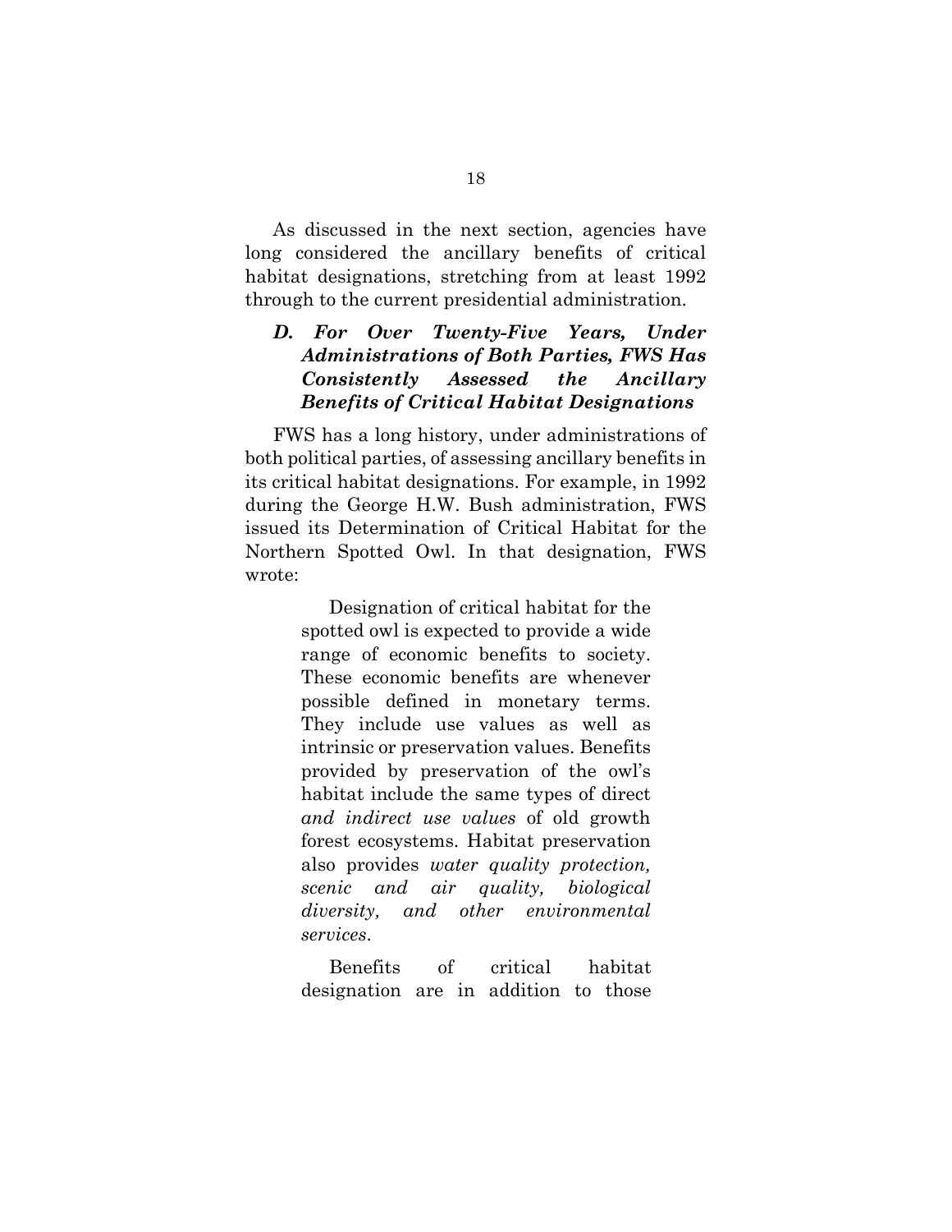As discussed in the next section, agencies have long considered the ancillary benefits of critical habitat designations, stretching from at least 1992 through to the current presidential administration.

### *D. For Over Twenty-Five Years, Under Administrations of Both Parties, FWS Has Consistently Assessed the Ancillary Benefits of Critical Habitat Designations*

FWS has a long history, under administrations of both political parties, of assessing ancillary benefits in its critical habitat designations. For example, in 1992 during the George H.W. Bush administration, FWS issued its Determination of Critical Habitat for the Northern Spotted Owl. In that designation, FWS wrote:

> Designation of critical habitat for the spotted owl is expected to provide a wide range of economic benefits to society. These economic benefits are whenever possible defined in monetary terms. They include use values as well as intrinsic or preservation values. Benefits provided by preservation of the owl's habitat include the same types of direct *and indirect use values* of old growth forest ecosystems. Habitat preservation also provides *water quality protection, scenic and air quality, biological diversity, and other environmental services*.
>
> Benefits of critical habitat designation are in addition to those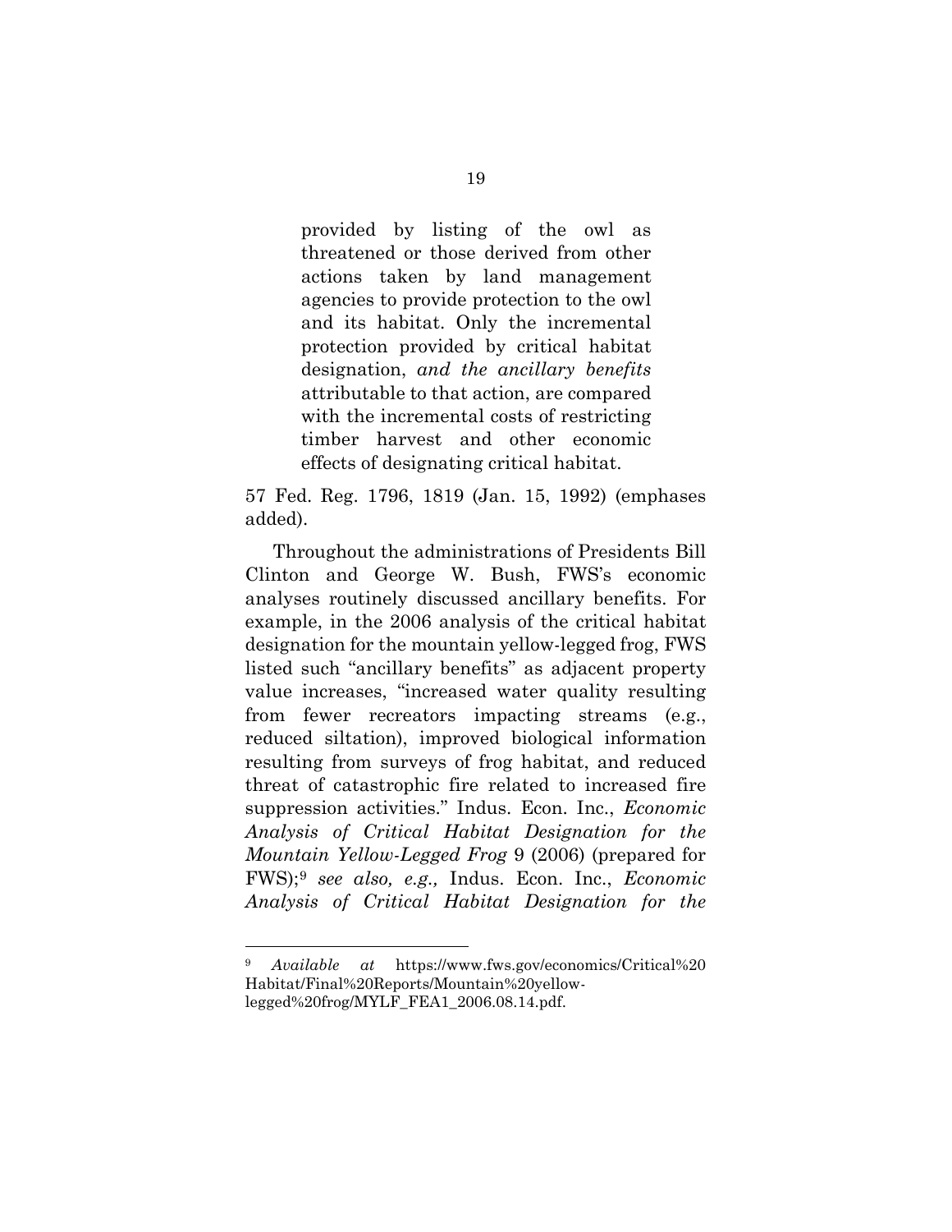> provided by listing of the owl as threatened or those derived from other actions taken by land management agencies to provide protection to the owl and its habitat. Only the incremental protection provided by critical habitat designation, *and the ancillary benefits* attributable to that action, are compared with the incremental costs of restricting timber harvest and other economic effects of designating critical habitat.

57 Fed. Reg. 1796, 1819 (Jan. 15, 1992) (emphases added).

Throughout the administrations of Presidents Bill Clinton and George W. Bush, FWS's economic analyses routinely discussed ancillary benefits. For example, in the 2006 analysis of the critical habitat designation for the mountain yellow-legged frog, FWS listed such "ancillary benefits" as adjacent property value increases, "increased water quality resulting from fewer recreators impacting streams (e.g., reduced siltation), improved biological information resulting from surveys of frog habitat, and reduced threat of catastrophic fire related to increased fire suppression activities." Indus. Econ. Inc., *Economic Analysis of Critical Habitat Designation for the Mountain Yellow-Legged Frog* 9 (2006) (prepared for FWS);[9] *see also, e.g.,* Indus. Econ. Inc., *Economic Analysis of Critical Habitat Designation for the*

---

[9] *Available at* https://www.fws.gov/economics/Critical%20Habitat/Final%20Reports/Mountain%20yellow-legged%20frog/MYLF_FEA1_2006.08.14.pdf.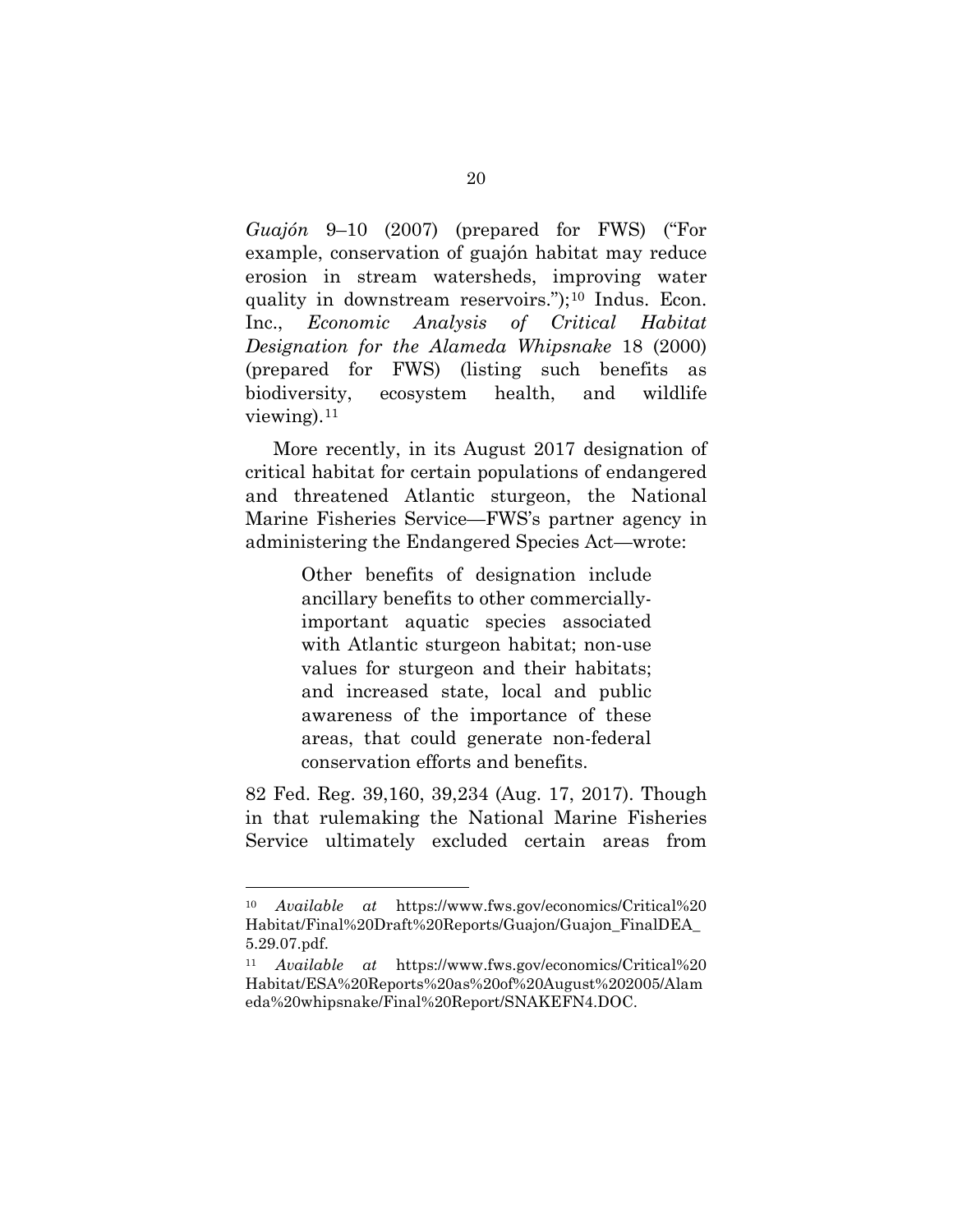*Guajón* 9–10 (2007) (prepared for FWS) ("For example, conservation of guajón habitat may reduce erosion in stream watersheds, improving water quality in downstream reservoirs.");[10] Indus. Econ. Inc., *Economic Analysis of Critical Habitat Designation for the Alameda Whipsnake* 18 (2000) (prepared for FWS) (listing such benefits as biodiversity, ecosystem health, and wildlife viewing).[11]

More recently, in its August 2017 designation of critical habitat for certain populations of endangered and threatened Atlantic sturgeon, the National Marine Fisheries Service—FWS's partner agency in administering the Endangered Species Act—wrote:

> Other benefits of designation include ancillary benefits to other commercially-important aquatic species associated with Atlantic sturgeon habitat; non-use values for sturgeon and their habitats; and increased state, local and public awareness of the importance of these areas, that could generate non-federal conservation efforts and benefits.

82 Fed. Reg. 39,160, 39,234 (Aug. 17, 2017). Though in that rulemaking the National Marine Fisheries Service ultimately excluded certain areas from

---

[10] *Available at* https://www.fws.gov/economics/Critical%20Habitat/Final%20Draft%20Reports/Guajon/Guajon_FinalDEA_5.29.07.pdf.

[11] *Available at* https://www.fws.gov/economics/Critical%20Habitat/ESA%20Reports%20as%20of%20August%202005/Alameda%20whipsnake/Final%20Report/SNAKEFN4.DOC.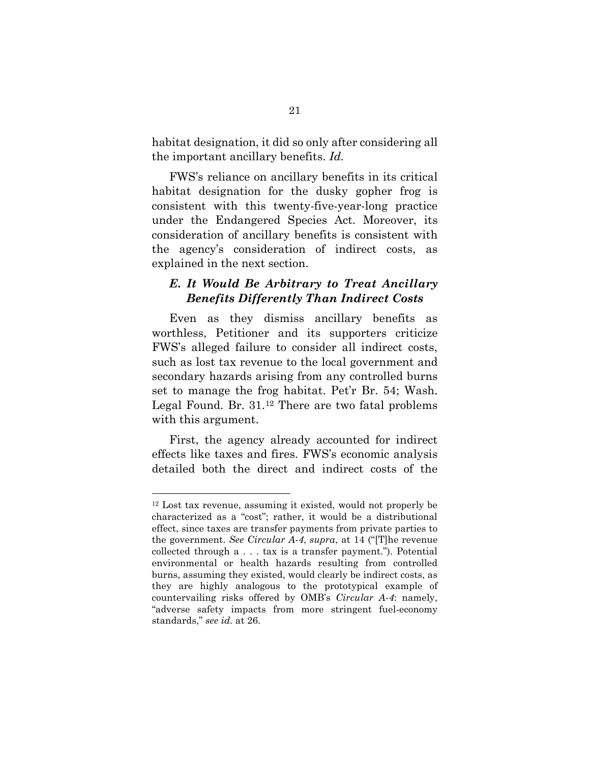habitat designation, it did so only after considering all the important ancillary benefits. *Id.*

FWS's reliance on ancillary benefits in its critical habitat designation for the dusky gopher frog is consistent with this twenty-five-year-long practice under the Endangered Species Act. Moreover, its consideration of ancillary benefits is consistent with the agency's consideration of indirect costs, as explained in the next section.

### *E. It Would Be Arbitrary to Treat Ancillary Benefits Differently Than Indirect Costs*

Even as they dismiss ancillary benefits as worthless, Petitioner and its supporters criticize FWS's alleged failure to consider all indirect costs, such as lost tax revenue to the local government and secondary hazards arising from any controlled burns set to manage the frog habitat. Pet'r Br. 54; Wash. Legal Found. Br. 31.[12] There are two fatal problems with this argument.

First, the agency already accounted for indirect effects like taxes and fires. FWS's economic analysis detailed both the direct and indirect costs of the

---

[12] Lost tax revenue, assuming it existed, would not properly be characterized as a "cost"; rather, it would be a distributional effect, since taxes are transfer payments from private parties to the government. *See Circular A-4*, *supra*, at 14 ("[T]he revenue collected through a . . . tax is a transfer payment."). Potential environmental or health hazards resulting from controlled burns, assuming they existed, would clearly be indirect costs, as they are highly analogous to the prototypical example of countervailing risks offered by OMB's *Circular A-4*: namely, "adverse safety impacts from more stringent fuel-economy standards," *see id.* at 26.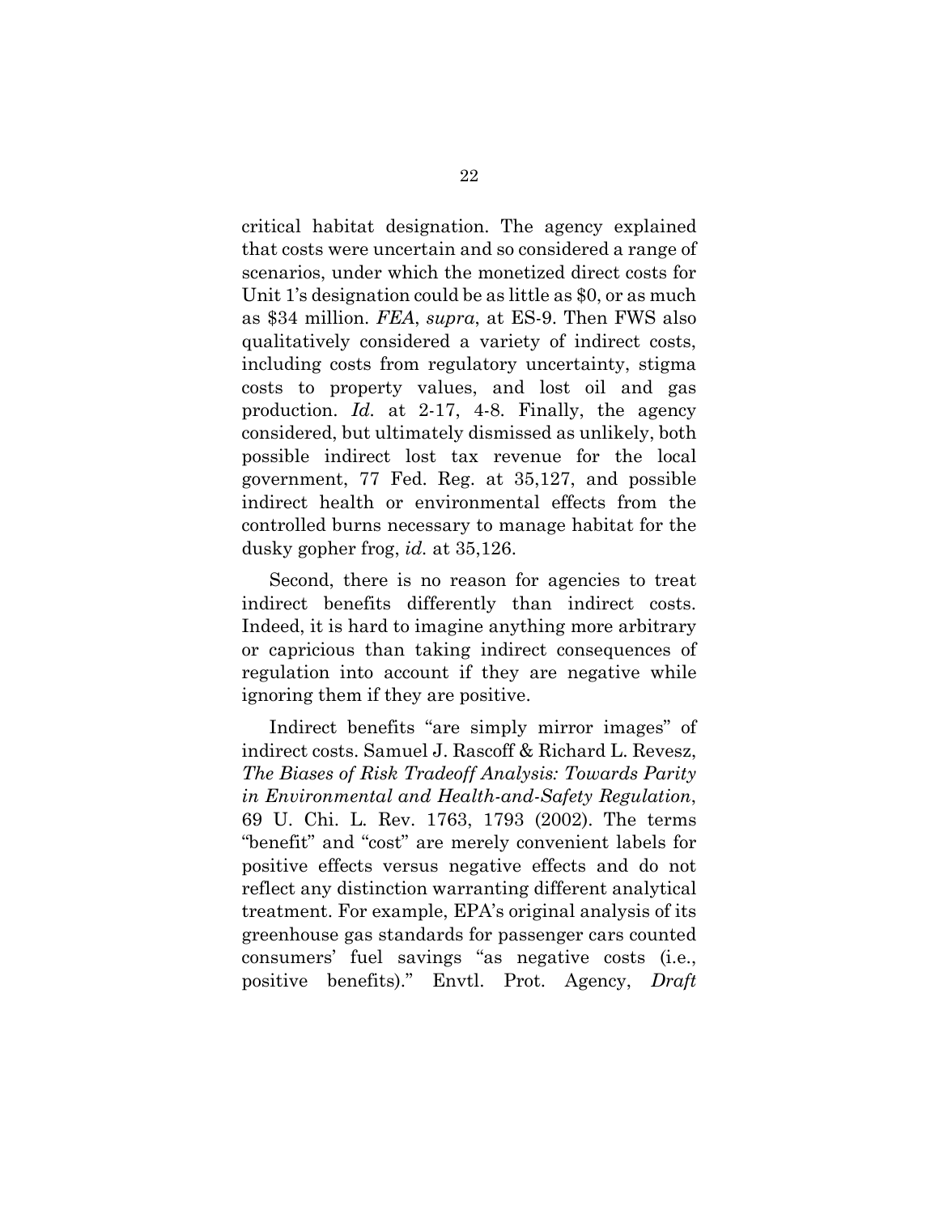critical habitat designation. The agency explained that costs were uncertain and so considered a range of scenarios, under which the monetized direct costs for Unit 1's designation could be as little as $0, or as much as $34 million. *FEA*, *supra*, at ES-9. Then FWS also qualitatively considered a variety of indirect costs, including costs from regulatory uncertainty, stigma costs to property values, and lost oil and gas production. *Id.* at 2-17, 4-8. Finally, the agency considered, but ultimately dismissed as unlikely, both possible indirect lost tax revenue for the local government, 77 Fed. Reg. at 35,127, and possible indirect health or environmental effects from the controlled burns necessary to manage habitat for the dusky gopher frog, *id.* at 35,126.

Second, there is no reason for agencies to treat indirect benefits differently than indirect costs. Indeed, it is hard to imagine anything more arbitrary or capricious than taking indirect consequences of regulation into account if they are negative while ignoring them if they are positive.

Indirect benefits "are simply mirror images" of indirect costs. Samuel J. Rascoff & Richard L. Revesz, *The Biases of Risk Tradeoff Analysis: Towards Parity in Environmental and Health-and-Safety Regulation*, 69 U. Chi. L. Rev. 1763, 1793 (2002). The terms "benefit" and "cost" are merely convenient labels for positive effects versus negative effects and do not reflect any distinction warranting different analytical treatment. For example, EPA's original analysis of its greenhouse gas standards for passenger cars counted consumers' fuel savings "as negative costs (i.e., positive benefits)." Envtl. Prot. Agency, *Draft*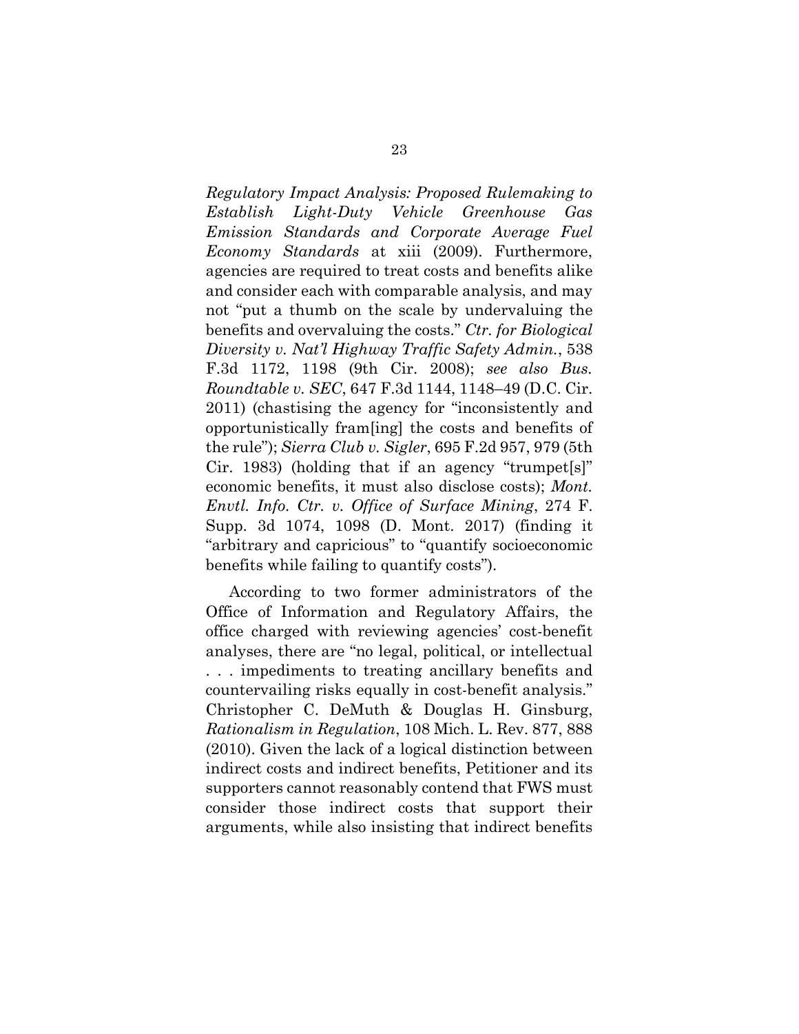*Regulatory Impact Analysis: Proposed Rulemaking to Establish Light-Duty Vehicle Greenhouse Gas Emission Standards and Corporate Average Fuel Economy Standards* at xiii (2009). Furthermore, agencies are required to treat costs and benefits alike and consider each with comparable analysis, and may not "put a thumb on the scale by undervaluing the benefits and overvaluing the costs." *Ctr. for Biological Diversity v. Nat'l Highway Traffic Safety Admin.*, 538 F.3d 1172, 1198 (9th Cir. 2008); *see also Bus. Roundtable v. SEC*, 647 F.3d 1144, 1148–49 (D.C. Cir. 2011) (chastising the agency for "inconsistently and opportunistically fram[ing] the costs and benefits of the rule"); *Sierra Club v. Sigler*, 695 F.2d 957, 979 (5th Cir. 1983) (holding that if an agency "trumpet[s]" economic benefits, it must also disclose costs); *Mont. Envtl. Info. Ctr. v. Office of Surface Mining*, 274 F. Supp. 3d 1074, 1098 (D. Mont. 2017) (finding it "arbitrary and capricious" to "quantify socioeconomic benefits while failing to quantify costs").

According to two former administrators of the Office of Information and Regulatory Affairs, the office charged with reviewing agencies' cost-benefit analyses, there are "no legal, political, or intellectual . . . impediments to treating ancillary benefits and countervailing risks equally in cost-benefit analysis." Christopher C. DeMuth & Douglas H. Ginsburg, *Rationalism in Regulation*, 108 Mich. L. Rev. 877, 888 (2010). Given the lack of a logical distinction between indirect costs and indirect benefits, Petitioner and its supporters cannot reasonably contend that FWS must consider those indirect costs that support their arguments, while also insisting that indirect benefits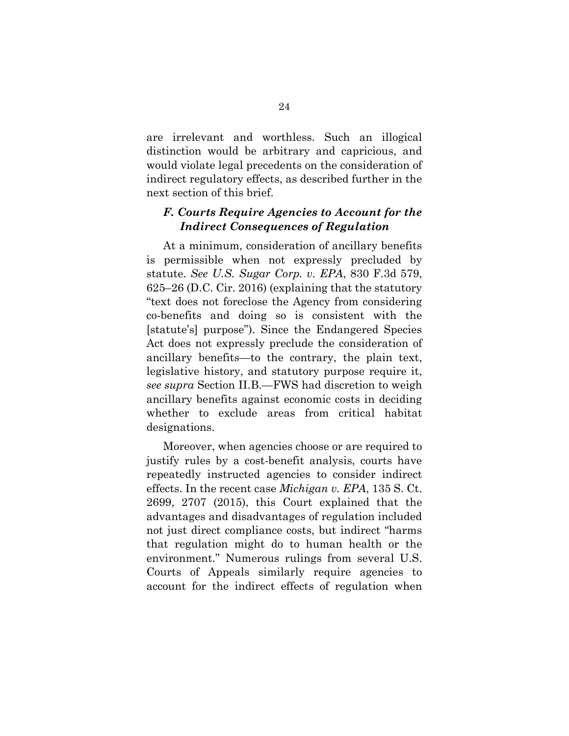are irrelevant and worthless. Such an illogical distinction would be arbitrary and capricious, and would violate legal precedents on the consideration of indirect regulatory effects, as described further in the next section of this brief.

### *F. Courts Require Agencies to Account for the Indirect Consequences of Regulation*

At a minimum, consideration of ancillary benefits is permissible when not expressly precluded by statute. *See U.S. Sugar Corp. v. EPA*, 830 F.3d 579, 625–26 (D.C. Cir. 2016) (explaining that the statutory "text does not foreclose the Agency from considering co-benefits and doing so is consistent with the [statute's] purpose"). Since the Endangered Species Act does not expressly preclude the consideration of ancillary benefits—to the contrary, the plain text, legislative history, and statutory purpose require it, *see supra* Section II.B.—FWS had discretion to weigh ancillary benefits against economic costs in deciding whether to exclude areas from critical habitat designations.

Moreover, when agencies choose or are required to justify rules by a cost-benefit analysis, courts have repeatedly instructed agencies to consider indirect effects. In the recent case *Michigan v. EPA*, 135 S. Ct. 2699, 2707 (2015), this Court explained that the advantages and disadvantages of regulation included not just direct compliance costs, but indirect "harms that regulation might do to human health or the environment." Numerous rulings from several U.S. Courts of Appeals similarly require agencies to account for the indirect effects of regulation when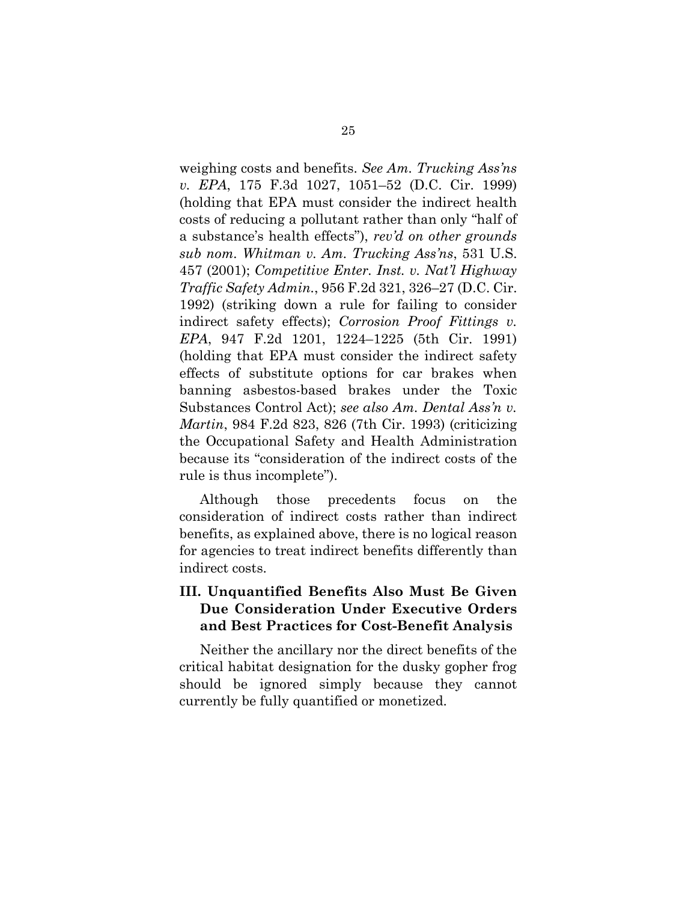weighing costs and benefits. *See Am. Trucking Ass'ns v. EPA*, 175 F.3d 1027, 1051–52 (D.C. Cir. 1999) (holding that EPA must consider the indirect health costs of reducing a pollutant rather than only "half of a substance's health effects"), *rev'd on other grounds sub nom. Whitman v. Am. Trucking Ass'ns*, 531 U.S. 457 (2001); *Competitive Enter. Inst. v. Nat'l Highway Traffic Safety Admin.*, 956 F.2d 321, 326–27 (D.C. Cir. 1992) (striking down a rule for failing to consider indirect safety effects); *Corrosion Proof Fittings v. EPA*, 947 F.2d 1201, 1224–1225 (5th Cir. 1991) (holding that EPA must consider the indirect safety effects of substitute options for car brakes when banning asbestos-based brakes under the Toxic Substances Control Act); *see also Am. Dental Ass'n v. Martin*, 984 F.2d 823, 826 (7th Cir. 1993) (criticizing the Occupational Safety and Health Administration because its "consideration of the indirect costs of the rule is thus incomplete").

Although those precedents focus on the consideration of indirect costs rather than indirect benefits, as explained above, there is no logical reason for agencies to treat indirect benefits differently than indirect costs.

## III. Unquantified Benefits Also Must Be Given Due Consideration Under Executive Orders and Best Practices for Cost-Benefit Analysis

Neither the ancillary nor the direct benefits of the critical habitat designation for the dusky gopher frog should be ignored simply because they cannot currently be fully quantified or monetized.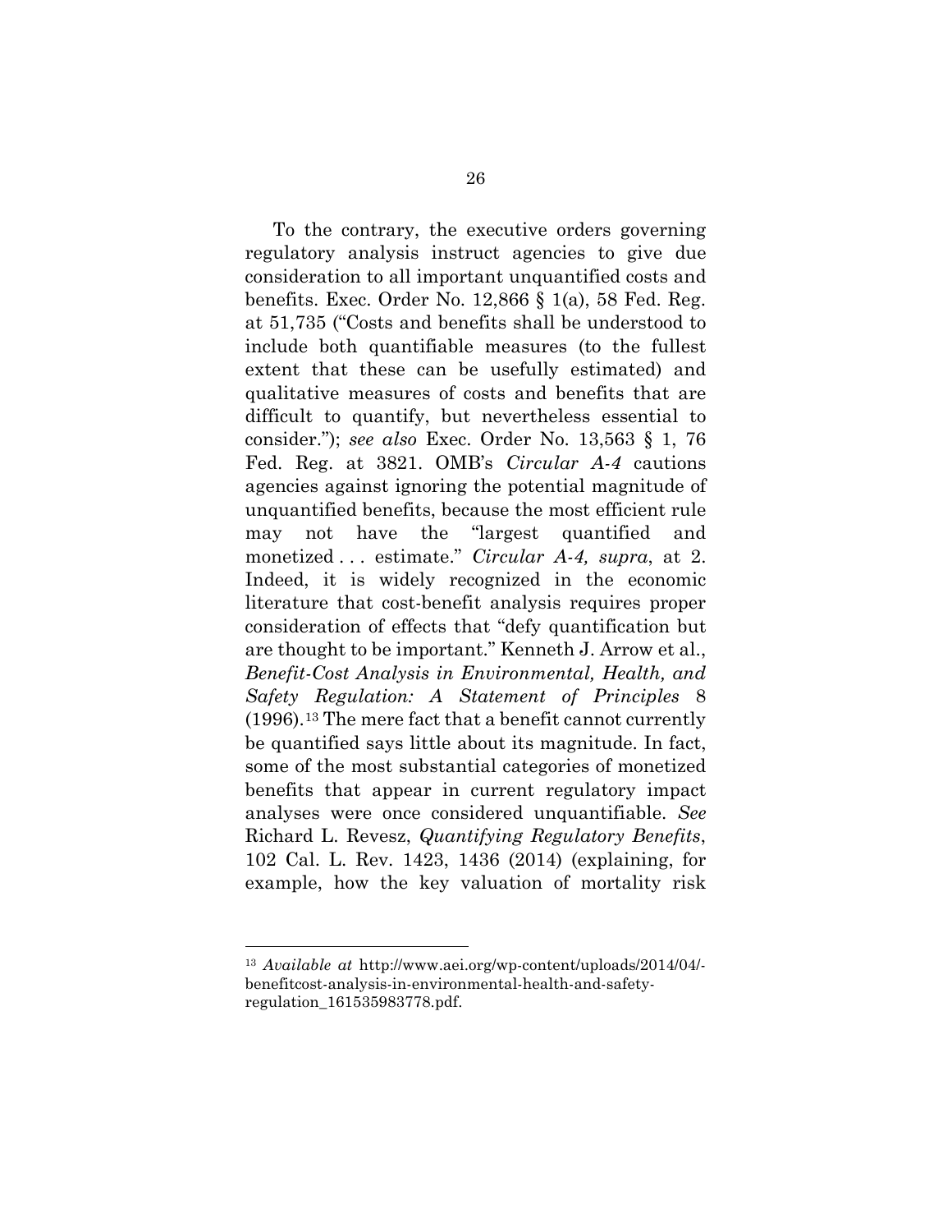To the contrary, the executive orders governing regulatory analysis instruct agencies to give due consideration to all important unquantified costs and benefits. Exec. Order No. 12,866 § 1(a), 58 Fed. Reg. at 51,735 ("Costs and benefits shall be understood to include both quantifiable measures (to the fullest extent that these can be usefully estimated) and qualitative measures of costs and benefits that are difficult to quantify, but nevertheless essential to consider."); *see also* Exec. Order No. 13,563 § 1, 76 Fed. Reg. at 3821. OMB's *Circular A-4* cautions agencies against ignoring the potential magnitude of unquantified benefits, because the most efficient rule may not have the "largest quantified and monetized . . . estimate." *Circular A-4, supra*, at 2. Indeed, it is widely recognized in the economic literature that cost-benefit analysis requires proper consideration of effects that "defy quantification but are thought to be important." Kenneth J. Arrow et al., *Benefit-Cost Analysis in Environmental, Health, and Safety Regulation: A Statement of Principles* 8 (1996).[13] The mere fact that a benefit cannot currently be quantified says little about its magnitude. In fact, some of the most substantial categories of monetized benefits that appear in current regulatory impact analyses were once considered unquantifiable. *See* Richard L. Revesz, *Quantifying Regulatory Benefits*, 102 Cal. L. Rev. 1423, 1436 (2014) (explaining, for example, how the key valuation of mortality risk

---

[13] *Available at* http://www.aei.org/wp-content/uploads/2014/04/-benefitcost-analysis-in-environmental-health-and-safety-regulation_161535983778.pdf.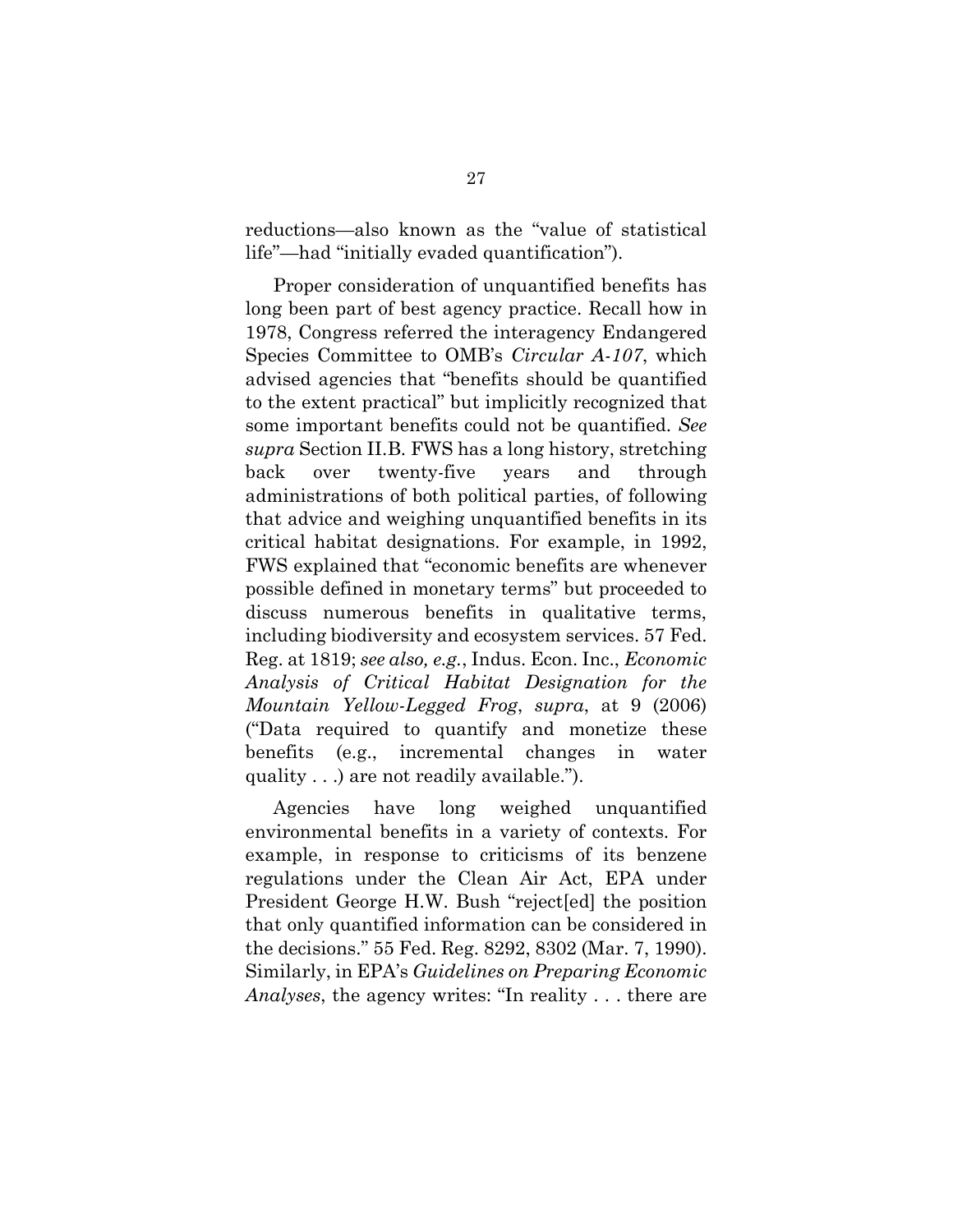reductions—also known as the "value of statistical life"—had "initially evaded quantification").

Proper consideration of unquantified benefits has long been part of best agency practice. Recall how in 1978, Congress referred the interagency Endangered Species Committee to OMB's *Circular A-107*, which advised agencies that "benefits should be quantified to the extent practical" but implicitly recognized that some important benefits could not be quantified. *See supra* Section II.B. FWS has a long history, stretching back over twenty-five years and through administrations of both political parties, of following that advice and weighing unquantified benefits in its critical habitat designations. For example, in 1992, FWS explained that "economic benefits are whenever possible defined in monetary terms" but proceeded to discuss numerous benefits in qualitative terms, including biodiversity and ecosystem services. 57 Fed. Reg. at 1819; *see also, e.g.*, Indus. Econ. Inc., *Economic Analysis of Critical Habitat Designation for the Mountain Yellow-Legged Frog*, *supra*, at 9 (2006) ("Data required to quantify and monetize these benefits (e.g., incremental changes in water quality . . .) are not readily available.").

Agencies have long weighed unquantified environmental benefits in a variety of contexts. For example, in response to criticisms of its benzene regulations under the Clean Air Act, EPA under President George H.W. Bush "reject[ed] the position that only quantified information can be considered in the decisions." 55 Fed. Reg. 8292, 8302 (Mar. 7, 1990). Similarly, in EPA's *Guidelines on Preparing Economic Analyses*, the agency writes: "In reality . . . there are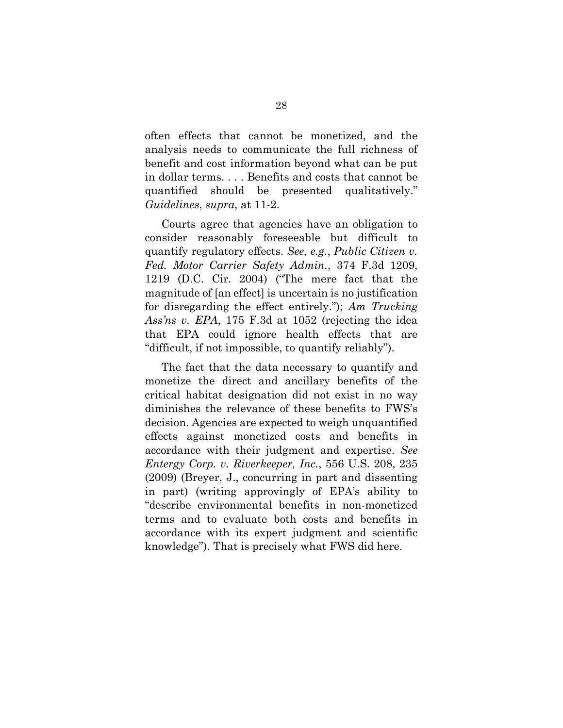often effects that cannot be monetized, and the analysis needs to communicate the full richness of benefit and cost information beyond what can be put in dollar terms. . . . Benefits and costs that cannot be quantified should be presented qualitatively." *Guidelines*, *supra*, at 11-2.

Courts agree that agencies have an obligation to consider reasonably foreseeable but difficult to quantify regulatory effects. *See, e.g.*, *Public Citizen v. Fed. Motor Carrier Safety Admin.*, 374 F.3d 1209, 1219 (D.C. Cir. 2004) ("The mere fact that the magnitude of [an effect] is uncertain is no justification for disregarding the effect entirely."); *Am Trucking Ass'ns v. EPA*, 175 F.3d at 1052 (rejecting the idea that EPA could ignore health effects that are "difficult, if not impossible, to quantify reliably").

The fact that the data necessary to quantify and monetize the direct and ancillary benefits of the critical habitat designation did not exist in no way diminishes the relevance of these benefits to FWS's decision. Agencies are expected to weigh unquantified effects against monetized costs and benefits in accordance with their judgment and expertise. *See Entergy Corp. v. Riverkeeper, Inc.*, 556 U.S. 208, 235 (2009) (Breyer, J., concurring in part and dissenting in part) (writing approvingly of EPA's ability to "describe environmental benefits in non-monetized terms and to evaluate both costs and benefits in accordance with its expert judgment and scientific knowledge"). That is precisely what FWS did here.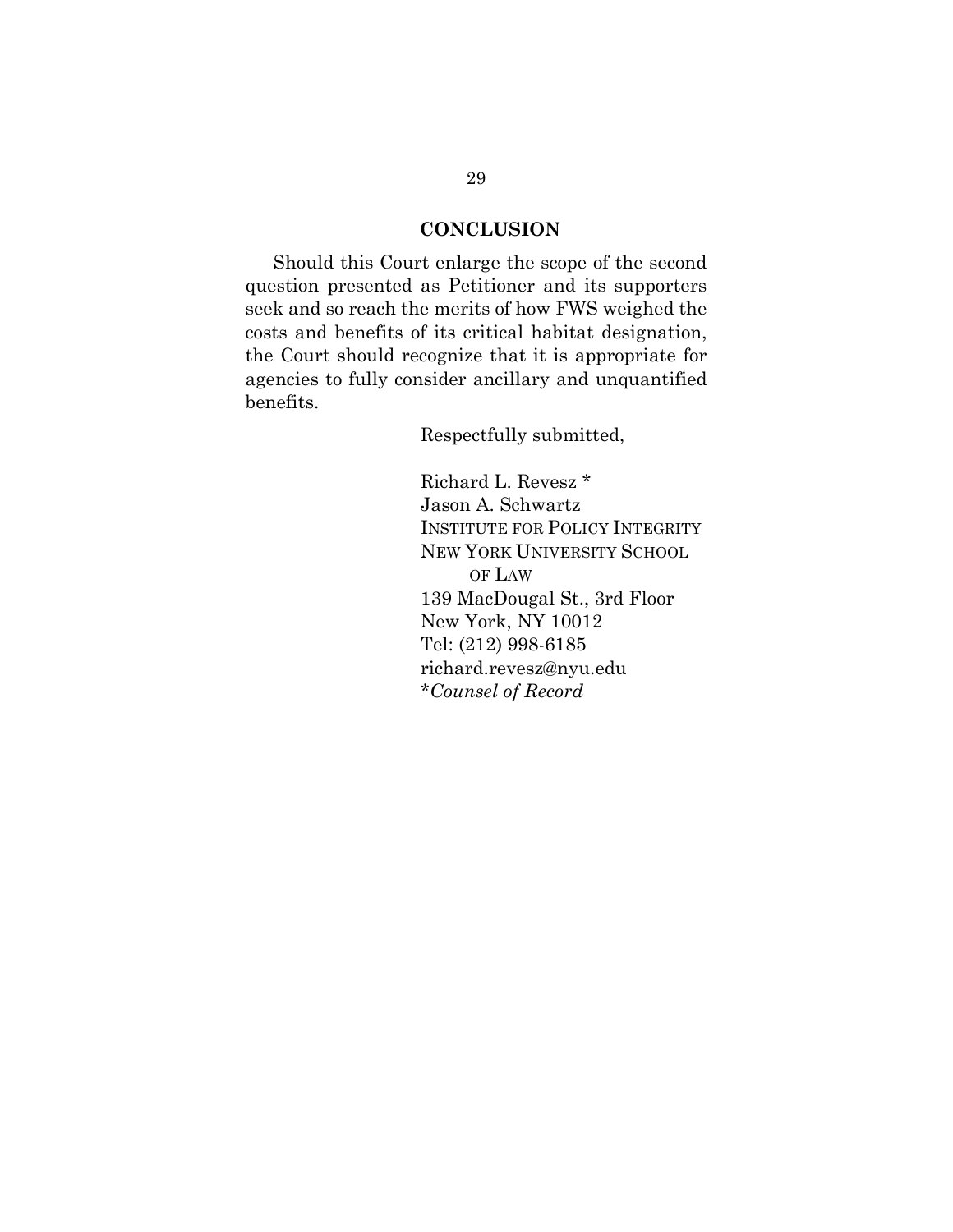## CONCLUSION

Should this Court enlarge the scope of the second question presented as Petitioner and its supporters seek and so reach the merits of how FWS weighed the costs and benefits of its critical habitat designation, the Court should recognize that it is appropriate for agencies to fully consider ancillary and unquantified benefits.

Respectfully submitted,

Richard L. Revesz *
Jason A. Schwartz
INSTITUTE FOR POLICY INTEGRITY
NEW YORK UNIVERSITY SCHOOL OF LAW
139 MacDougal St., 3rd Floor
New York, NY 10012
Tel: (212) 998-6185
richard.revesz@nyu.edu
*\*Counsel of Record*